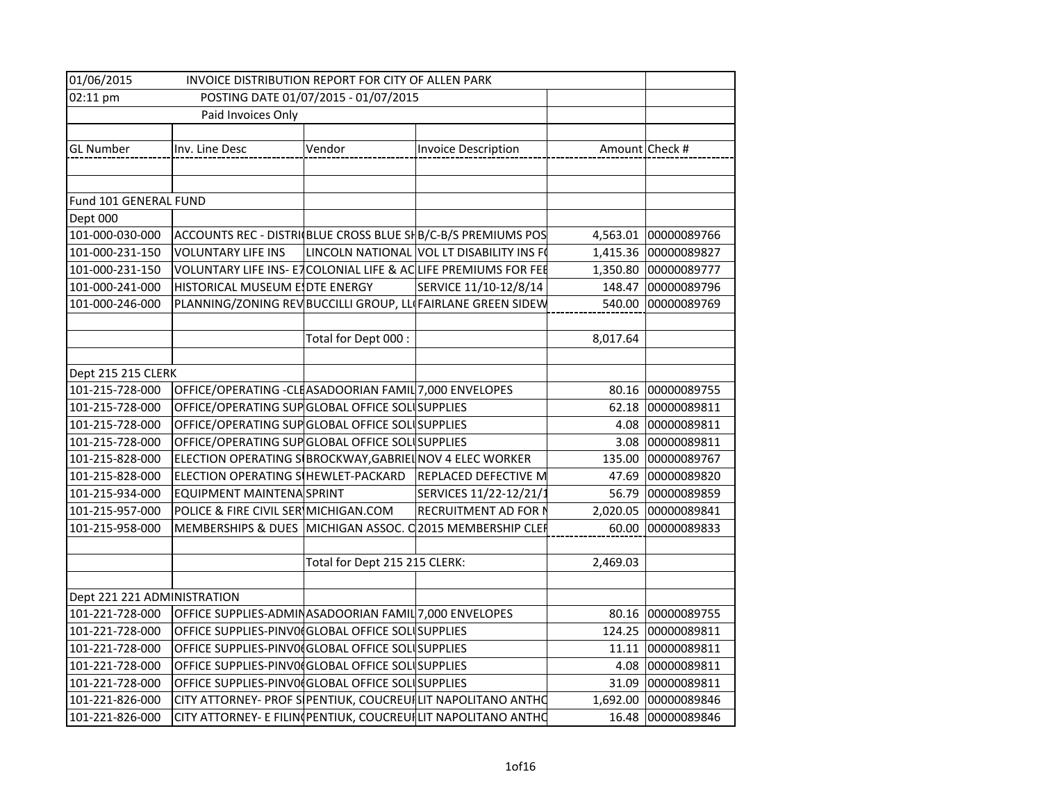| 01/06/2015 | INVOICE DISTRIBUTION REPORT FOR CITY OF ALLEN PARK | | | | |
|---|---|---|---|---|---|
| 02:11 pm | POSTING DATE 01/07/2015 - 01/07/2015 | | | | |
| | Paid Invoices Only | | | | |
| | | | | | |
| GL Number | Inv. Line Desc | Vendor | Invoice Description | Amount | Check # |
| | | | | | |
| | | | | | |
| Fund 101 GENERAL FUND | | | | | |
| Dept 000 | | | | | |
| 101-000-030-000 | ACCOUNTS REC - DISTRI | BLUE CROSS BLUE SH | B/C-B/S PREMIUMS POS | 4,563.01 | 00000089766 |
| 101-000-231-150 | VOLUNTARY LIFE INS | LINCOLN NATIONAL | VOL LT DISABILITY INS FO | 1,415.36 | 00000089827 |
| 101-000-231-150 | VOLUNTARY LIFE INS- E7 | COLONIAL LIFE & AC | LIFE PREMIUMS FOR FEE | 1,350.80 | 00000089777 |
| 101-000-241-000 | HISTORICAL MUSEUM ES | DTE ENERGY | SERVICE 11/10-12/8/14 | 148.47 | 00000089796 |
| 101-000-246-000 | PLANNING/ZONING REV | BUCCILLI GROUP, LL | FAIRLANE GREEN SIDEW | 540.00 | 00000089769 |
| | | | | | |
| | | Total for Dept 000 : | | 8,017.64 | |
| | | | | | |
| Dept 215 215 CLERK | | | | | |
| 101-215-728-000 | OFFICE/OPERATING -CLE | ASADOORIAN FAMIL | 7,000 ENVELOPES | 80.16 | 00000089755 |
| 101-215-728-000 | OFFICE/OPERATING SUP | GLOBAL OFFICE SOLU | SUPPLIES | 62.18 | 00000089811 |
| 101-215-728-000 | OFFICE/OPERATING SUP | GLOBAL OFFICE SOLU | SUPPLIES | 4.08 | 00000089811 |
| 101-215-728-000 | OFFICE/OPERATING SUP | GLOBAL OFFICE SOLU | SUPPLIES | 3.08 | 00000089811 |
| 101-215-828-000 | ELECTION OPERATING SU | BROCKWAY,GABRIEL | NOV 4 ELEC WORKER | 135.00 | 00000089767 |
| 101-215-828-000 | ELECTION OPERATING SU | HEWLET-PACKARD | REPLACED DEFECTIVE M | 47.69 | 00000089820 |
| 101-215-934-000 | EQUIPMENT MAINTENA | SPRINT | SERVICES 11/22-12/21/1 | 56.79 | 00000089859 |
| 101-215-957-000 | POLICE & FIRE CIVIL SER | MICHIGAN.COM | RECRUITMENT AD FOR N | 2,020.05 | 00000089841 |
| 101-215-958-000 | MEMBERSHIPS & DUES | MICHIGAN ASSOC. O | 2015 MEMBERSHIP CLER | 60.00 | 00000089833 |
| | | | | | |
| | | Total for Dept 215 215 CLERK: | | 2,469.03 | |
| | | | | | |
| Dept 221 221 ADMINISTRATION | | | | | |
| 101-221-728-000 | OFFICE SUPPLIES-ADMIN | ASADOORIAN FAMIL | 7,000 ENVELOPES | 80.16 | 00000089755 |
| 101-221-728-000 | OFFICE SUPPLIES-PINV00 | GLOBAL OFFICE SOLU | SUPPLIES | 124.25 | 00000089811 |
| 101-221-728-000 | OFFICE SUPPLIES-PINV00 | GLOBAL OFFICE SOLU | SUPPLIES | 11.11 | 00000089811 |
| 101-221-728-000 | OFFICE SUPPLIES-PINV00 | GLOBAL OFFICE SOLU | SUPPLIES | 4.08 | 00000089811 |
| 101-221-728-000 | OFFICE SUPPLIES-PINV00 | GLOBAL OFFICE SOLU | SUPPLIES | 31.09 | 00000089811 |
| 101-221-826-000 | CITY ATTORNEY- PROF SE | PENTIUK, COUCREUR | LIT NAPOLITANO ANTHO | 1,692.00 | 00000089846 |
| 101-221-826-000 | CITY ATTORNEY- E FILIN | PENTIUK, COUCREUR | LIT NAPOLITANO ANTHO | 16.48 | 00000089846 |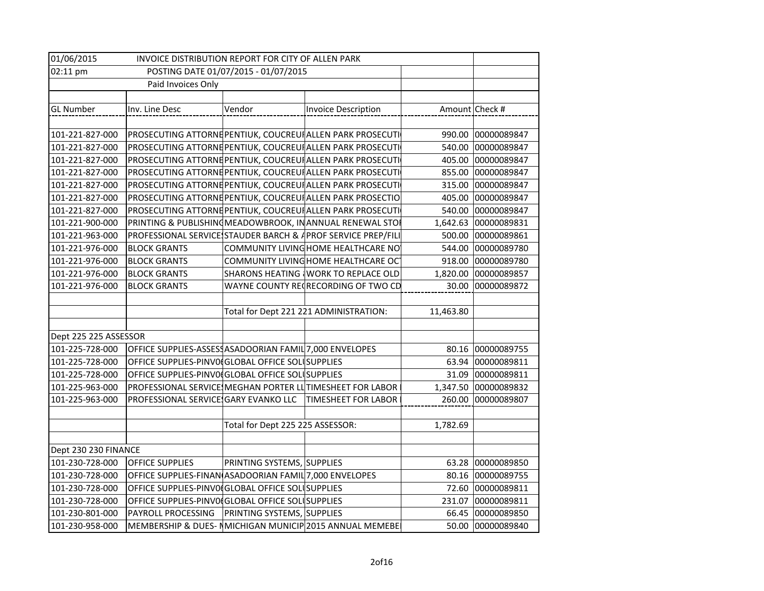| 01/06/2015 | INVOICE DISTRIBUTION REPORT FOR CITY OF ALLEN PARK | | | | |
|---|---|---|---|---|---|
| 02:11 pm | POSTING DATE 01/07/2015 - 01/07/2015 | | | | |
| | Paid Invoices Only | | | | |
| | | | | | |
| GL Number | Inv. Line Desc | Vendor | Invoice Description | Amount | Check # |
| | | | | | |
| 101-221-827-000 | PROSECUTING ATTORNE | PENTIUK, COUCREUI | ALLEN PARK PROSECUTI | 990.00 | 00000089847 |
| 101-221-827-000 | PROSECUTING ATTORNE | PENTIUK, COUCREUI | ALLEN PARK PROSECUTI | 540.00 | 00000089847 |
| 101-221-827-000 | PROSECUTING ATTORNE | PENTIUK, COUCREUI | ALLEN PARK PROSECUTI | 405.00 | 00000089847 |
| 101-221-827-000 | PROSECUTING ATTORNE | PENTIUK, COUCREUI | ALLEN PARK PROSECUTI | 855.00 | 00000089847 |
| 101-221-827-000 | PROSECUTING ATTORNE | PENTIUK, COUCREUI | ALLEN PARK PROSECUTI | 315.00 | 00000089847 |
| 101-221-827-000 | PROSECUTING ATTORNE | PENTIUK, COUCREUI | ALLEN PARK PROSECTIO | 405.00 | 00000089847 |
| 101-221-827-000 | PROSECUTING ATTORNE | PENTIUK, COUCREUI | ALLEN PARK PROSECUTI | 540.00 | 00000089847 |
| 101-221-900-000 | PRINTING & PUBLISHING | MEADOWBROOK, IN | ANNUAL RENEWAL STOI | 1,642.63 | 00000089831 |
| 101-221-963-000 | PROFESSIONAL SERVICE | STAUDER BARCH & A | PROF SERVICE PREP/FILI | 500.00 | 00000089861 |
| 101-221-976-000 | BLOCK GRANTS | COMMUNITY LIVING | HOME HEALTHCARE NO | 544.00 | 00000089780 |
| 101-221-976-000 | BLOCK GRANTS | COMMUNITY LIVING | HOME HEALTHCARE OC | 918.00 | 00000089780 |
| 101-221-976-000 | BLOCK GRANTS | SHARONS HEATING | WORK TO REPLACE OLD | 1,820.00 | 00000089857 |
| 101-221-976-000 | BLOCK GRANTS | WAYNE COUNTY REC | RECORDING OF TWO CD | 30.00 | 00000089872 |
| | | | | | |
| | | Total for Dept 221 221 ADMINISTRATION: | | 11,463.80 | |
| | | | | | |
| Dept 225 225 ASSESSOR | | | | | |
| 101-225-728-000 | OFFICE SUPPLIES-ASSESS | ASADOORIAN FAMIL | 7,000 ENVELOPES | 80.16 | 00000089755 |
| 101-225-728-000 | OFFICE SUPPLIES-PINV0 | GLOBAL OFFICE SOLU | SUPPLIES | 63.94 | 00000089811 |
| 101-225-728-000 | OFFICE SUPPLIES-PINV0 | GLOBAL OFFICE SOLU | SUPPLIES | 31.09 | 00000089811 |
| 101-225-963-000 | PROFESSIONAL SERVICE | MEGHAN PORTER LL | TIMESHEET FOR LABOR | 1,347.50 | 00000089832 |
| 101-225-963-000 | PROFESSIONAL SERVICE | GARY EVANKO LLC | TIMESHEET FOR LABOR | 260.00 | 00000089807 |
| | | | | | |
| | | Total for Dept 225 225 ASSESSOR: | | 1,782.69 | |
| | | | | | |
| Dept 230 230 FINANCE | | | | | |
| 101-230-728-000 | OFFICE SUPPLIES | PRINTING SYSTEMS, | SUPPLIES | 63.28 | 00000089850 |
| 101-230-728-000 | OFFICE SUPPLIES-FINAN | ASADOORIAN FAMIL | 7,000 ENVELOPES | 80.16 | 00000089755 |
| 101-230-728-000 | OFFICE SUPPLIES-PINV0 | GLOBAL OFFICE SOLU | SUPPLIES | 72.60 | 00000089811 |
| 101-230-728-000 | OFFICE SUPPLIES-PINV0 | GLOBAL OFFICE SOLU | SUPPLIES | 231.07 | 00000089811 |
| 101-230-801-000 | PAYROLL PROCESSING | PRINTING SYSTEMS, | SUPPLIES | 66.45 | 00000089850 |
| 101-230-958-000 | MEMBERSHIP & DUES- M | MICHIGAN MUNICIP | 2015 ANNUAL MEMEBE | 50.00 | 00000089840 |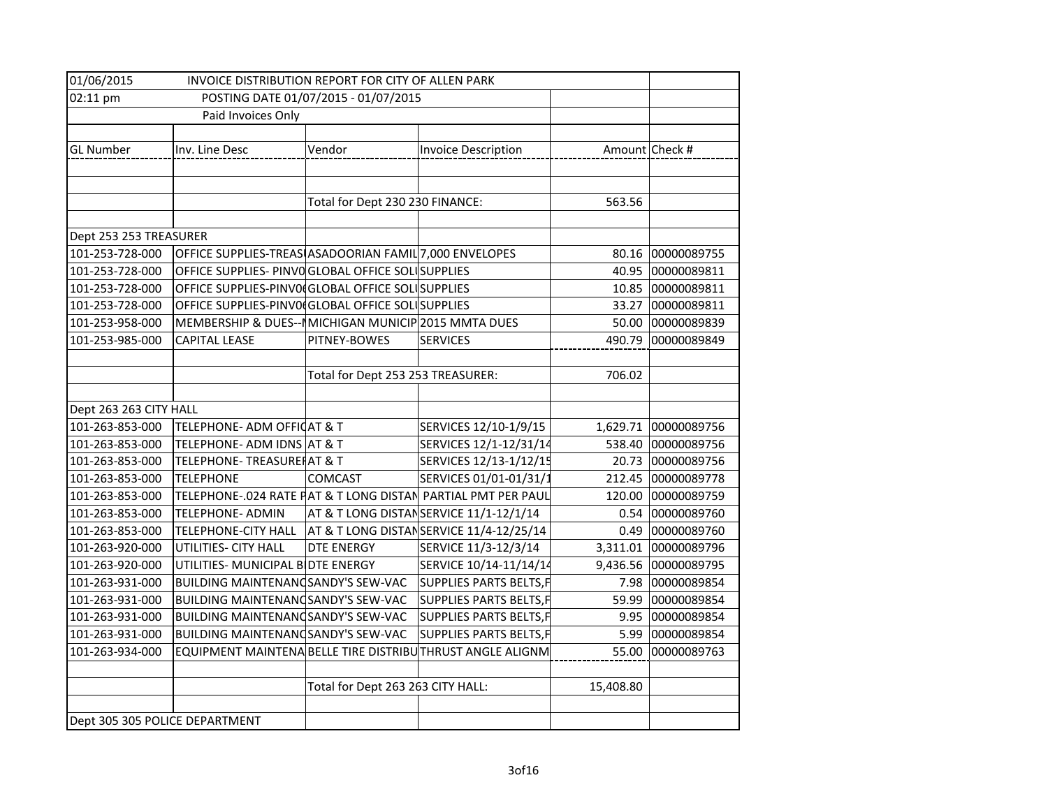| 01/06/2015 | INVOICE DISTRIBUTION REPORT FOR CITY OF ALLEN PARK | | | | |
|---|---|---|---|---|---|
| 02:11 pm | POSTING DATE 01/07/2015 - 01/07/2015 | | | | |
| | Paid Invoices Only | | | | |
| | | | | | |
| GL Number | Inv. Line Desc | Vendor | Invoice Description | Amount | Check # |
| | | | | | |
| | | | | | |
| | | Total for Dept 230 230 FINANCE: | | 563.56 | |
| | | | | | |
| Dept 253 253 TREASURER | | | | | |
| 101-253-728-000 | OFFICE SUPPLIES-TREAS | ASADOORIAN FAMIL | 7,000 ENVELOPES | 80.16 | 00000089755 |
| 101-253-728-000 | OFFICE SUPPLIES- PINV0 | GLOBAL OFFICE SOL | SUPPLIES | 40.95 | 00000089811 |
| 101-253-728-000 | OFFICE SUPPLIES-PINV0 | GLOBAL OFFICE SOL | SUPPLIES | 10.85 | 00000089811 |
| 101-253-728-000 | OFFICE SUPPLIES-PINV0 | GLOBAL OFFICE SOL | SUPPLIES | 33.27 | 00000089811 |
| 101-253-958-000 | MEMBERSHIP & DUES-- | MICHIGAN MUNICIP | 2015 MMTA DUES | 50.00 | 00000089839 |
| 101-253-985-000 | CAPITAL LEASE | PITNEY-BOWES | SERVICES | 490.79 | 00000089849 |
| | | | | | |
| | | Total for Dept 253 253 TREASURER: | | 706.02 | |
| | | | | | |
| Dept 263 263 CITY HALL | | | | | |
| 101-263-853-000 | TELEPHONE- ADM OFFIC | AT & T | SERVICES 12/10-1/9/15 | 1,629.71 | 00000089756 |
| 101-263-853-000 | TELEPHONE- ADM IDNS | AT & T | SERVICES 12/1-12/31/14 | 538.40 | 00000089756 |
| 101-263-853-000 | TELEPHONE- TREASURE | AT & T | SERVICES 12/13-1/12/15 | 20.73 | 00000089756 |
| 101-263-853-000 | TELEPHONE | COMCAST | SERVICES 01/01-01/31/1 | 212.45 | 00000089778 |
| 101-263-853-000 | TELEPHONE-.024 RATE P | AT & T LONG DISTAN | PARTIAL PMT PER PAUL | 120.00 | 00000089759 |
| 101-263-853-000 | TELEPHONE- ADMIN | AT & T LONG DISTAN | SERVICE 11/1-12/1/14 | 0.54 | 00000089760 |
| 101-263-853-000 | TELEPHONE-CITY HALL | AT & T LONG DISTAN | SERVICE 11/4-12/25/14 | 0.49 | 00000089760 |
| 101-263-920-000 | UTILITIES- CITY HALL | DTE ENERGY | SERVICE 11/3-12/3/14 | 3,311.01 | 00000089796 |
| 101-263-920-000 | UTILITIES- MUNICIPAL B | DTE ENERGY | SERVICE 10/14-11/14/14 | 9,436.56 | 00000089795 |
| 101-263-931-000 | BUILDING MAINTENANC | SANDY'S SEW-VAC | SUPPLIES PARTS BELTS,F | 7.98 | 00000089854 |
| 101-263-931-000 | BUILDING MAINTENANC | SANDY'S SEW-VAC | SUPPLIES PARTS BELTS,F | 59.99 | 00000089854 |
| 101-263-931-000 | BUILDING MAINTENANC | SANDY'S SEW-VAC | SUPPLIES PARTS BELTS,F | 9.95 | 00000089854 |
| 101-263-931-000 | BUILDING MAINTENANC | SANDY'S SEW-VAC | SUPPLIES PARTS BELTS,F | 5.99 | 00000089854 |
| 101-263-934-000 | EQUIPMENT MAINTENA | BELLE TIRE DISTRIBU | THRUST ANGLE ALIGNM | 55.00 | 00000089763 |
| | | | | | |
| | | Total for Dept 263 263 CITY HALL: | | 15,408.80 | |
| | | | | | |
| Dept 305 305 POLICE DEPARTMENT | | | | | |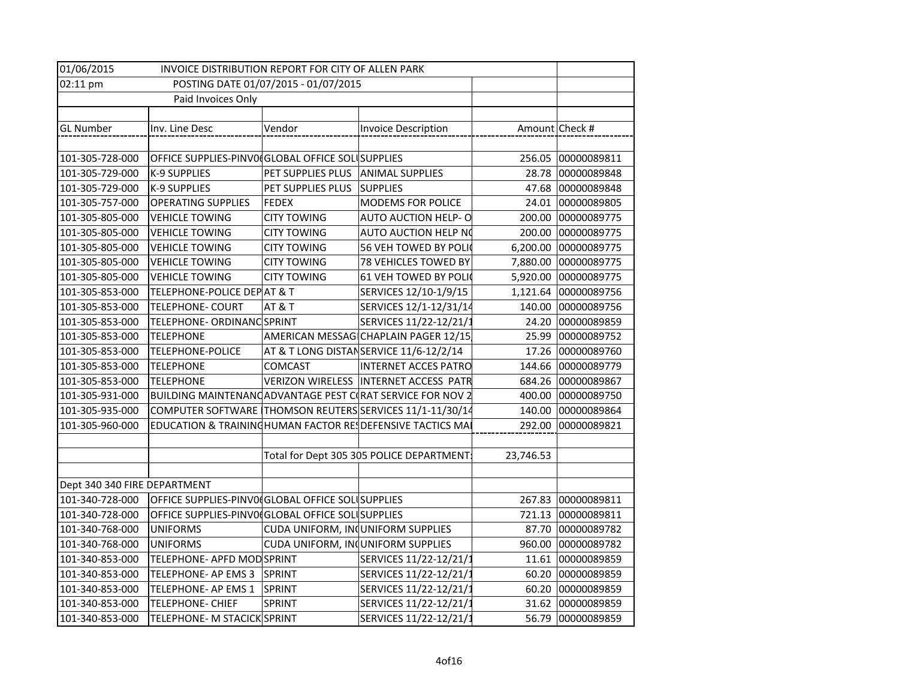| 01/06/2015 | INVOICE DISTRIBUTION REPORT FOR CITY OF ALLEN PARK | | | | |
|---|---|---|---|---|---|
| 02:11 pm | POSTING DATE 01/07/2015 - 01/07/2015 | | | | |
| | Paid Invoices Only | | | | |
| | | | | | |
| GL Number | Inv. Line Desc | Vendor | Invoice Description | Amount | Check # |
| | | | | | |
| 101-305-728-000 | OFFICE SUPPLIES-PINV0 | GLOBAL OFFICE SOL | SUPPLIES | 256.05 | 00000089811 |
| 101-305-729-000 | K-9 SUPPLIES | PET SUPPLIES PLUS | ANIMAL SUPPLIES | 28.78 | 00000089848 |
| 101-305-729-000 | K-9 SUPPLIES | PET SUPPLIES PLUS | SUPPLIES | 47.68 | 00000089848 |
| 101-305-757-000 | OPERATING SUPPLIES | FEDEX | MODEMS FOR POLICE | 24.01 | 00000089805 |
| 101-305-805-000 | VEHICLE TOWING | CITY TOWING | AUTO AUCTION HELP- O | 200.00 | 00000089775 |
| 101-305-805-000 | VEHICLE TOWING | CITY TOWING | AUTO AUCTION HELP N | 200.00 | 00000089775 |
| 101-305-805-000 | VEHICLE TOWING | CITY TOWING | 56 VEH TOWED BY POLI | 6,200.00 | 00000089775 |
| 101-305-805-000 | VEHICLE TOWING | CITY TOWING | 78 VEHICLES TOWED BY | 7,880.00 | 00000089775 |
| 101-305-805-000 | VEHICLE TOWING | CITY TOWING | 61 VEH TOWED BY POLI | 5,920.00 | 00000089775 |
| 101-305-853-000 | TELEPHONE-POLICE DEP | AT & T | SERVICES 12/10-1/9/15 | 1,121.64 | 00000089756 |
| 101-305-853-000 | TELEPHONE- COURT | AT & T | SERVICES 12/1-12/31/14 | 140.00 | 00000089756 |
| 101-305-853-000 | TELEPHONE- ORDINANC | SPRINT | SERVICES 11/22-12/21/1 | 24.20 | 00000089859 |
| 101-305-853-000 | TELEPHONE | AMERICAN MESSAG | CHAPLAIN PAGER 12/15 | 25.99 | 00000089752 |
| 101-305-853-000 | TELEPHONE-POLICE | AT & T LONG DISTAN | SERVICE 11/6-12/2/14 | 17.26 | 00000089760 |
| 101-305-853-000 | TELEPHONE | COMCAST | INTERNET ACCES PATRO | 144.66 | 00000089779 |
| 101-305-853-000 | TELEPHONE | VERIZON WIRELESS | INTERNET ACCESS PATR | 684.26 | 00000089867 |
| 101-305-931-000 | BUILDING MAINTENANC | ADVANTAGE PEST C | RAT SERVICE FOR NOV 2 | 400.00 | 00000089750 |
| 101-305-935-000 | COMPUTER SOFTWARE | THOMSON REUTERS | SERVICES 11/1-11/30/14 | 140.00 | 00000089864 |
| 101-305-960-000 | EDUCATION & TRAINING | HUMAN FACTOR RES | DEFENSIVE TACTICS MA | 292.00 | 00000089821 |
| | | | | | |
| | | Total for Dept 305 305 POLICE DEPARTMENT: | | 23,746.53 | |
| | | | | | |
| Dept 340 340 FIRE DEPARTMENT | | | | | |
| 101-340-728-000 | OFFICE SUPPLIES-PINV0 | GLOBAL OFFICE SOL | SUPPLIES | 267.83 | 00000089811 |
| 101-340-728-000 | OFFICE SUPPLIES-PINV0 | GLOBAL OFFICE SOL | SUPPLIES | 721.13 | 00000089811 |
| 101-340-768-000 | UNIFORMS | CUDA UNIFORM, IN | UNIFORM SUPPLIES | 87.70 | 00000089782 |
| 101-340-768-000 | UNIFORMS | CUDA UNIFORM, IN | UNIFORM SUPPLIES | 960.00 | 00000089782 |
| 101-340-853-000 | TELEPHONE- APFD MOD | SPRINT | SERVICES 11/22-12/21/1 | 11.61 | 00000089859 |
| 101-340-853-000 | TELEPHONE- AP EMS 3 | SPRINT | SERVICES 11/22-12/21/1 | 60.20 | 00000089859 |
| 101-340-853-000 | TELEPHONE- AP EMS 1 | SPRINT | SERVICES 11/22-12/21/1 | 60.20 | 00000089859 |
| 101-340-853-000 | TELEPHONE- CHIEF | SPRINT | SERVICES 11/22-12/21/1 | 31.62 | 00000089859 |
| 101-340-853-000 | TELEPHONE- M STACICK | SPRINT | SERVICES 11/22-12/21/1 | 56.79 | 00000089859 |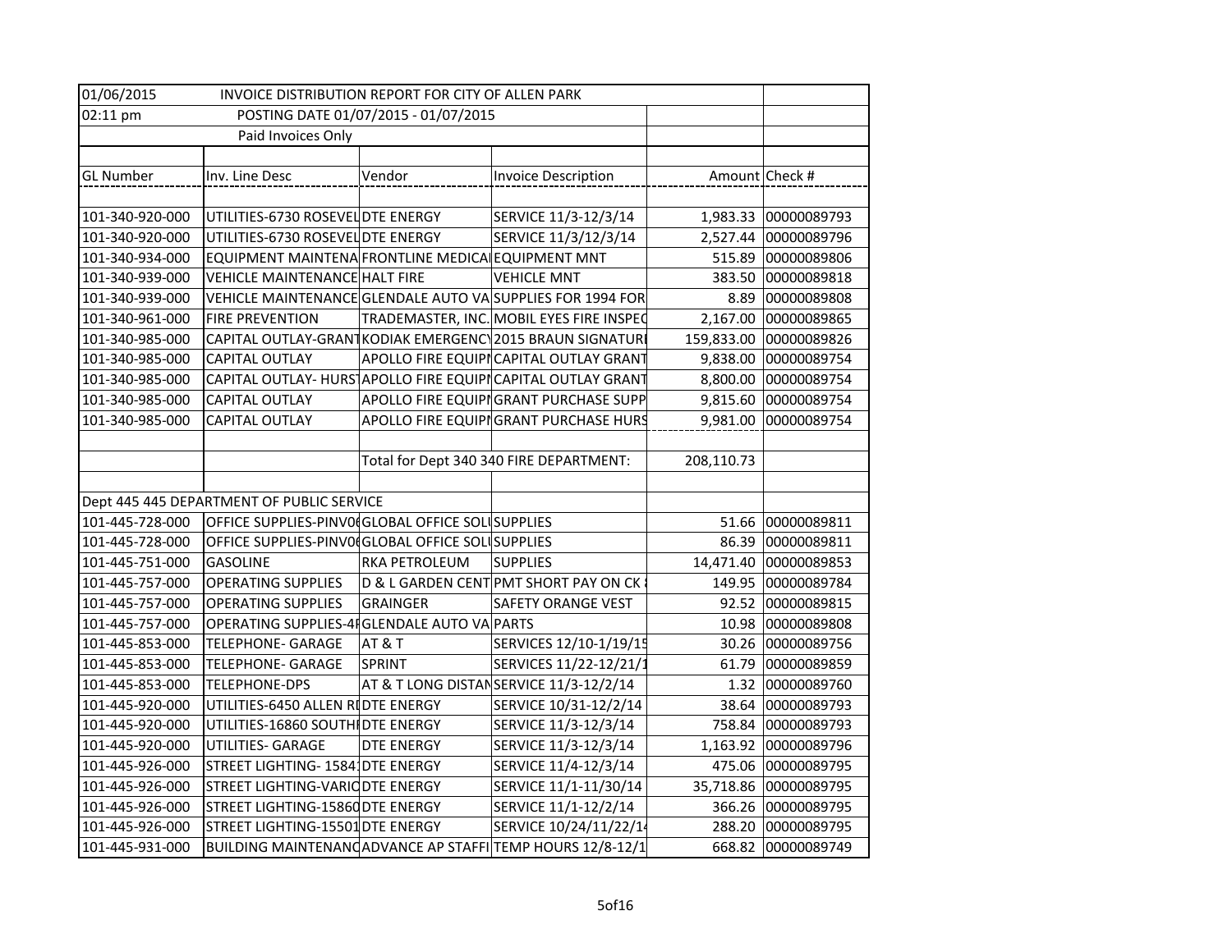| 01/06/2015 | INVOICE DISTRIBUTION REPORT FOR CITY OF ALLEN PARK | | | | |
|---|---|---|---|---|---|
| 02:11 pm | POSTING DATE 01/07/2015 - 01/07/2015 | | | | |
| | Paid Invoices Only | | | | |
| | | | | | |
| GL Number | Inv. Line Desc | Vendor | Invoice Description | Amount | Check # |
| | | | | | |
| 101-340-920-000 | UTILITIES-6730 ROSEVEL | DTE ENERGY | SERVICE 11/3-12/3/14 | 1,983.33 | 00000089793 |
| 101-340-920-000 | UTILITIES-6730 ROSEVEL | DTE ENERGY | SERVICE 11/3/12/3/14 | 2,527.44 | 00000089796 |
| 101-340-934-000 | EQUIPMENT MAINTENA | FRONTLINE MEDICA | EQUIPMENT MNT | 515.89 | 00000089806 |
| 101-340-939-000 | VEHICLE MAINTENANCE | HALT FIRE | VEHICLE MNT | 383.50 | 00000089818 |
| 101-340-939-000 | VEHICLE MAINTENANCE | GLENDALE AUTO VA | SUPPLIES FOR 1994 FOR | 8.89 | 00000089808 |
| 101-340-961-000 | FIRE PREVENTION | TRADEMASTER, INC. | MOBIL EYES FIRE INSPEC | 2,167.00 | 00000089865 |
| 101-340-985-000 | CAPITAL OUTLAY-GRANT | KODIAK EMERGENCY | 2015 BRAUN SIGNATURE | 159,833.00 | 00000089826 |
| 101-340-985-000 | CAPITAL OUTLAY | APOLLO FIRE EQUIP | CAPITAL OUTLAY GRANT | 9,838.00 | 00000089754 |
| 101-340-985-000 | CAPITAL OUTLAY- HURS | APOLLO FIRE EQUIP | CAPITAL OUTLAY GRANT | 8,800.00 | 00000089754 |
| 101-340-985-000 | CAPITAL OUTLAY | APOLLO FIRE EQUIP | GRANT PURCHASE SUPP | 9,815.60 | 00000089754 |
| 101-340-985-000 | CAPITAL OUTLAY | APOLLO FIRE EQUIP | GRANT PURCHASE HURS | 9,981.00 | 00000089754 |
| | | | | | |
| | | Total for Dept 340 340 FIRE DEPARTMENT: | | 208,110.73 | |
| | | | | | |
| Dept 445 445 DEPARTMENT OF PUBLIC SERVICE | | | | | |
| 101-445-728-000 | OFFICE SUPPLIES-PINV0 | GLOBAL OFFICE SOL | SUPPLIES | 51.66 | 00000089811 |
| 101-445-728-000 | OFFICE SUPPLIES-PINV0 | GLOBAL OFFICE SOL | SUPPLIES | 86.39 | 00000089811 |
| 101-445-751-000 | GASOLINE | RKA PETROLEUM | SUPPLIES | 14,471.40 | 00000089853 |
| 101-445-757-000 | OPERATING SUPPLIES | D & L GARDEN CENT | PMT SHORT PAY ON CK | 149.95 | 00000089784 |
| 101-445-757-000 | OPERATING SUPPLIES | GRAINGER | SAFETY ORANGE VEST | 92.52 | 00000089815 |
| 101-445-757-000 | OPERATING SUPPLIES-4 | GLENDALE AUTO VA | PARTS | 10.98 | 00000089808 |
| 101-445-853-000 | TELEPHONE- GARAGE | AT & T | SERVICES 12/10-1/19/15 | 30.26 | 00000089756 |
| 101-445-853-000 | TELEPHONE- GARAGE | SPRINT | SERVICES 11/22-12/21/1 | 61.79 | 00000089859 |
| 101-445-853-000 | TELEPHONE-DPS | AT & T LONG DISTAN | SERVICE 11/3-12/2/14 | 1.32 | 00000089760 |
| 101-445-920-000 | UTILITIES-6450 ALLEN R | DTE ENERGY | SERVICE 10/31-12/2/14 | 38.64 | 00000089793 |
| 101-445-920-000 | UTILITIES-16860 SOUTH | DTE ENERGY | SERVICE 11/3-12/3/14 | 758.84 | 00000089793 |
| 101-445-920-000 | UTILITIES- GARAGE | DTE ENERGY | SERVICE 11/3-12/3/14 | 1,163.92 | 00000089796 |
| 101-445-926-000 | STREET LIGHTING- 1584 | DTE ENERGY | SERVICE 11/4-12/3/14 | 475.06 | 00000089795 |
| 101-445-926-000 | STREET LIGHTING-VARIO | DTE ENERGY | SERVICE 11/1-11/30/14 | 35,718.86 | 00000089795 |
| 101-445-926-000 | STREET LIGHTING-15860 | DTE ENERGY | SERVICE 11/1-12/2/14 | 366.26 | 00000089795 |
| 101-445-926-000 | STREET LIGHTING-15501 | DTE ENERGY | SERVICE 10/24/11/22/14 | 288.20 | 00000089795 |
| 101-445-931-000 | BUILDING MAINTENANC | ADVANCE AP STAFF | TEMP HOURS 12/8-12/1 | 668.82 | 00000089749 |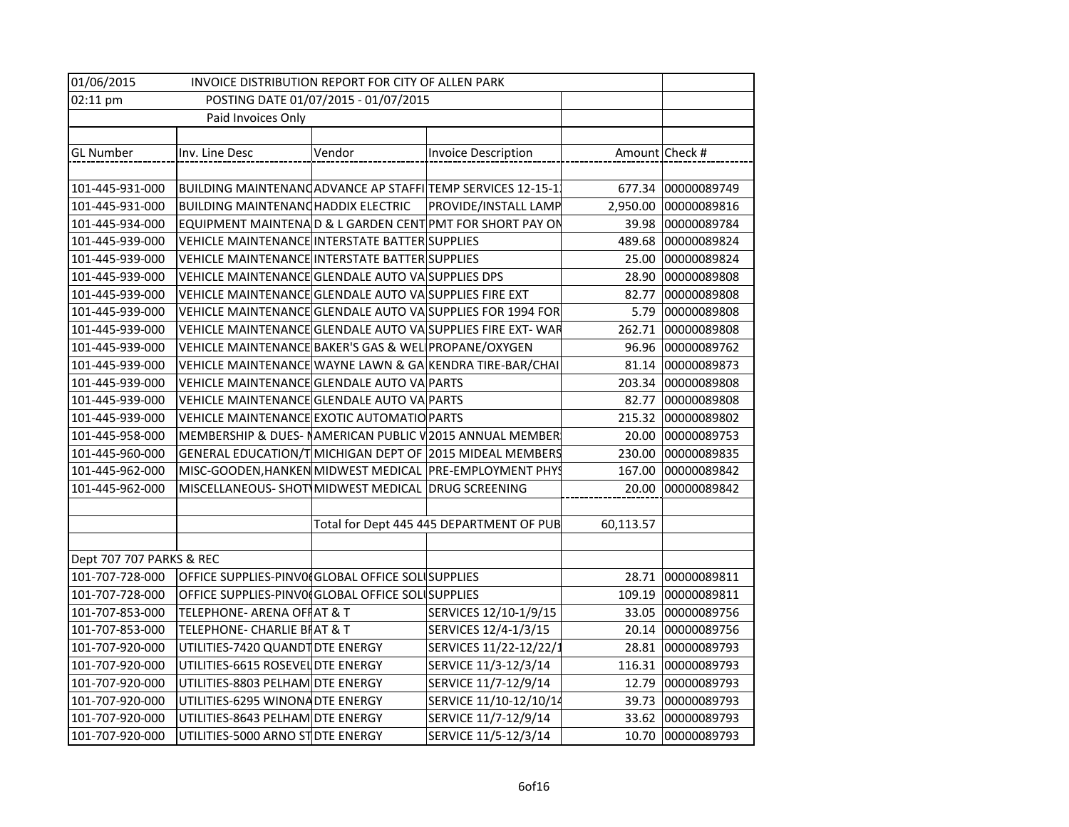| 01/06/2015 | INVOICE DISTRIBUTION REPORT FOR CITY OF ALLEN PARK | | | | |
|---|---|---|---|---|---|
| 02:11 pm | POSTING DATE 01/07/2015 - 01/07/2015 | | | | |
| | Paid Invoices Only | | | | |
| | | | | | |
| GL Number | Inv. Line Desc | Vendor | Invoice Description | Amount | Check # |
| | | | | | |
| 101-445-931-000 | BUILDING MAINTENANC | ADVANCE AP STAFFI | TEMP SERVICES 12-15-1 | 677.34 | 00000089749 |
| 101-445-931-000 | BUILDING MAINTENANC | HADDIX ELECTRIC | PROVIDE/INSTALL LAMP | 2,950.00 | 00000089816 |
| 101-445-934-000 | EQUIPMENT MAINTENA | D & L GARDEN CENT | PMT FOR SHORT PAY ON | 39.98 | 00000089784 |
| 101-445-939-000 | VEHICLE MAINTENANCE | INTERSTATE BATTER | SUPPLIES | 489.68 | 00000089824 |
| 101-445-939-000 | VEHICLE MAINTENANCE | INTERSTATE BATTER | SUPPLIES | 25.00 | 00000089824 |
| 101-445-939-000 | VEHICLE MAINTENANCE | GLENDALE AUTO VA | SUPPLIES DPS | 28.90 | 00000089808 |
| 101-445-939-000 | VEHICLE MAINTENANCE | GLENDALE AUTO VA | SUPPLIES FIRE EXT | 82.77 | 00000089808 |
| 101-445-939-000 | VEHICLE MAINTENANCE | GLENDALE AUTO VA | SUPPLIES FOR 1994 FOR | 5.79 | 00000089808 |
| 101-445-939-000 | VEHICLE MAINTENANCE | GLENDALE AUTO VA | SUPPLIES FIRE EXT- WAR | 262.71 | 00000089808 |
| 101-445-939-000 | VEHICLE MAINTENANCE | BAKER'S GAS & WEL | PROPANE/OXYGEN | 96.96 | 00000089762 |
| 101-445-939-000 | VEHICLE MAINTENANCE | WAYNE LAWN & GA | KENDRA TIRE-BAR/CHAI | 81.14 | 00000089873 |
| 101-445-939-000 | VEHICLE MAINTENANCE | GLENDALE AUTO VA | PARTS | 203.34 | 00000089808 |
| 101-445-939-000 | VEHICLE MAINTENANCE | GLENDALE AUTO VA | PARTS | 82.77 | 00000089808 |
| 101-445-939-000 | VEHICLE MAINTENANCE | EXOTIC AUTOMATIO | PARTS | 215.32 | 00000089802 |
| 101-445-958-000 | MEMBERSHIP & DUES- M | AMERICAN PUBLIC V | 2015 ANNUAL MEMBER | 20.00 | 00000089753 |
| 101-445-960-000 | GENERAL EDUCATION/T | MICHIGAN DEPT OF | 2015 MIDEAL MEMBERS | 230.00 | 00000089835 |
| 101-445-962-000 | MISC-GOODEN,HANKEN | MIDWEST MEDICAL | PRE-EMPLOYMENT PHYS | 167.00 | 00000089842 |
| 101-445-962-000 | MISCELLANEOUS- SHOT | MIDWEST MEDICAL | DRUG SCREENING | 20.00 | 00000089842 |
| | | | | | |
| | | Total for Dept 445 445 DEPARTMENT OF PUB | | 60,113.57 | |
| | | | | | |
| Dept 707 707 PARKS & REC | | | | | |
| 101-707-728-000 | OFFICE SUPPLIES-PINV0 | GLOBAL OFFICE SOL | SUPPLIES | 28.71 | 00000089811 |
| 101-707-728-000 | OFFICE SUPPLIES-PINV0 | GLOBAL OFFICE SOL | SUPPLIES | 109.19 | 00000089811 |
| 101-707-853-000 | TELEPHONE- ARENA OFF | AT & T | SERVICES 12/10-1/9/15 | 33.05 | 00000089756 |
| 101-707-853-000 | TELEPHONE- CHARLIE BR | AT & T | SERVICES 12/4-1/3/15 | 20.14 | 00000089756 |
| 101-707-920-000 | UTILITIES-7420 QUANDT | DTE ENERGY | SERVICES 11/22-12/22/1 | 28.81 | 00000089793 |
| 101-707-920-000 | UTILITIES-6615 ROSEVEL | DTE ENERGY | SERVICE 11/3-12/3/14 | 116.31 | 00000089793 |
| 101-707-920-000 | UTILITIES-8803 PELHAM | DTE ENERGY | SERVICE 11/7-12/9/14 | 12.79 | 00000089793 |
| 101-707-920-000 | UTILITIES-6295 WINONA | DTE ENERGY | SERVICE 11/10-12/10/14 | 39.73 | 00000089793 |
| 101-707-920-000 | UTILITIES-8643 PELHAM | DTE ENERGY | SERVICE 11/7-12/9/14 | 33.62 | 00000089793 |
| 101-707-920-000 | UTILITIES-5000 ARNO ST | DTE ENERGY | SERVICE 11/5-12/3/14 | 10.70 | 00000089793 |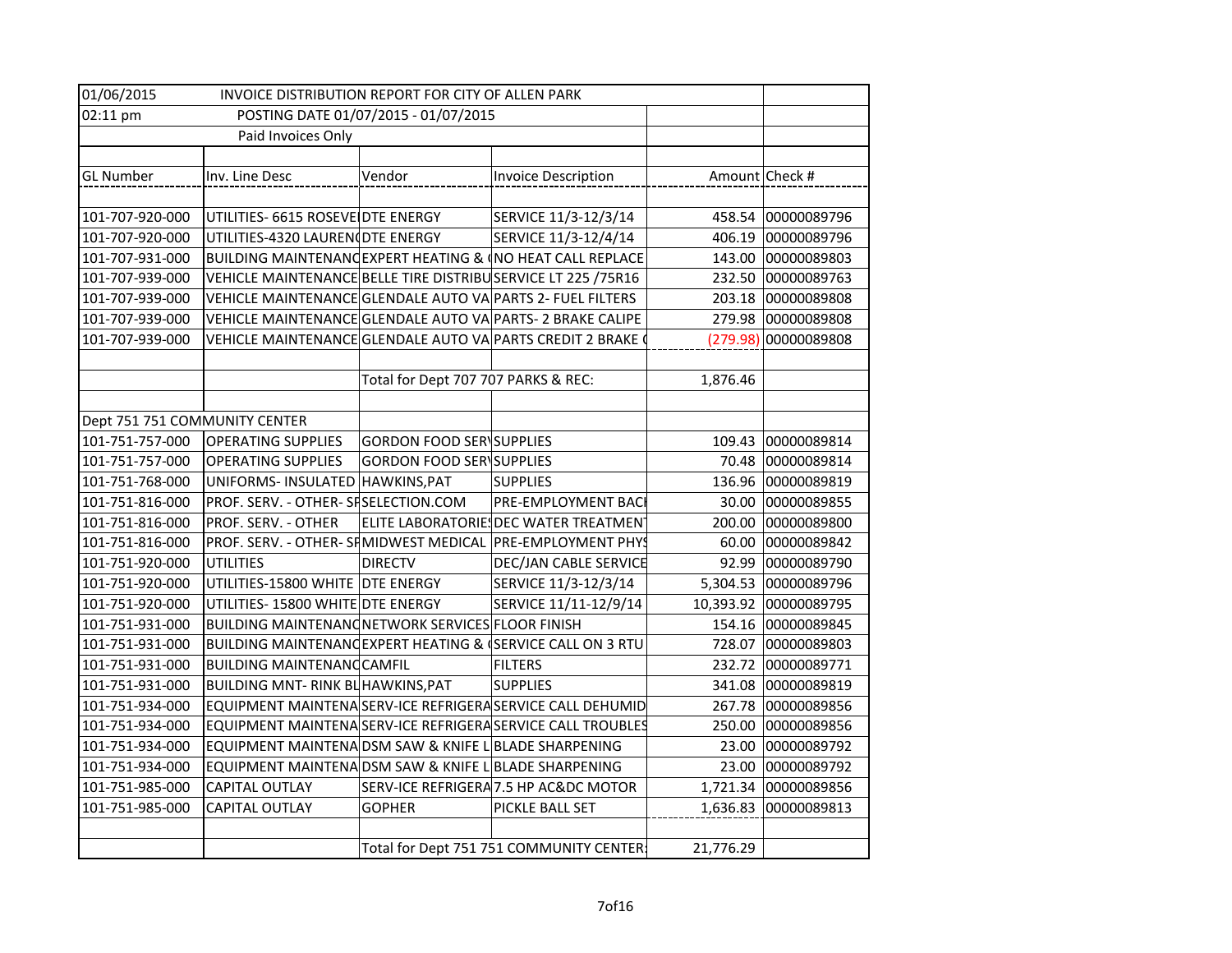01/06/2015 INVOICE DISTRIBUTION REPORT FOR CITY OF ALLEN PARK

02:11 pm POSTING DATE 01/07/2015 - 01/07/2015

Paid Invoices Only

| GL Number | Inv. Line Desc | Vendor | Invoice Description | Amount | Check # |
|---|---|---|---|---|---|
| 101-707-920-000 | UTILITIES- 6615 ROSEVE | DTE ENERGY | SERVICE 11/3-12/3/14 | 458.54 | 00000089796 |
| 101-707-920-000 | UTILITIES-4320 LAUREN | DTE ENERGY | SERVICE 11/3-12/4/14 | 406.19 | 00000089796 |
| 101-707-931-000 | BUILDING MAINTENANC | EXPERT HEATING & | NO HEAT CALL REPLACE | 143.00 | 00000089803 |
| 101-707-939-000 | VEHICLE MAINTENANCE | BELLE TIRE DISTRIBU | SERVICE LT 225 /75R16 | 232.50 | 00000089763 |
| 101-707-939-000 | VEHICLE MAINTENANCE | GLENDALE AUTO VA | PARTS 2- FUEL FILTERS | 203.18 | 00000089808 |
| 101-707-939-000 | VEHICLE MAINTENANCE | GLENDALE AUTO VA | PARTS- 2 BRAKE CALIPE | 279.98 | 00000089808 |
| 101-707-939-000 | VEHICLE MAINTENANCE | GLENDALE AUTO VA | PARTS CREDIT 2 BRAKE ( | (279.98) | 00000089808 |
| | | Total for Dept 707 707 PARKS & REC: | | 1,876.46 | |
| Dept 751 751 COMMUNITY CENTER | | | | | |
| 101-751-757-000 | OPERATING SUPPLIES | GORDON FOOD SER | SUPPLIES | 109.43 | 00000089814 |
| 101-751-757-000 | OPERATING SUPPLIES | GORDON FOOD SER | SUPPLIES | 70.48 | 00000089814 |
| 101-751-768-000 | UNIFORMS- INSULATED | HAWKINS,PAT | SUPPLIES | 136.96 | 00000089819 |
| 101-751-816-000 | PROF. SERV. - OTHER- SF | SELECTION.COM | PRE-EMPLOYMENT BACI | 30.00 | 00000089855 |
| 101-751-816-000 | PROF. SERV. - OTHER | ELITE LABORATORIES | DEC WATER TREATMEN | 200.00 | 00000089800 |
| 101-751-816-000 | PROF. SERV. - OTHER- SF | MIDWEST MEDICAL | PRE-EMPLOYMENT PHYS | 60.00 | 00000089842 |
| 101-751-920-000 | UTILITIES | DIRECTV | DEC/JAN CABLE SERVICE | 92.99 | 00000089790 |
| 101-751-920-000 | UTILITIES-15800 WHITE | DTE ENERGY | SERVICE 11/3-12/3/14 | 5,304.53 | 00000089796 |
| 101-751-920-000 | UTILITIES- 15800 WHITE | DTE ENERGY | SERVICE 11/11-12/9/14 | 10,393.92 | 00000089795 |
| 101-751-931-000 | BUILDING MAINTENANC | NETWORK SERVICES | FLOOR FINISH | 154.16 | 00000089845 |
| 101-751-931-000 | BUILDING MAINTENANC | EXPERT HEATING & | SERVICE CALL ON 3 RTU | 728.07 | 00000089803 |
| 101-751-931-000 | BUILDING MAINTENANC | CAMFIL | FILTERS | 232.72 | 00000089771 |
| 101-751-931-000 | BUILDING MNT- RINK BL | HAWKINS,PAT | SUPPLIES | 341.08 | 00000089819 |
| 101-751-934-000 | EQUIPMENT MAINTENA | SERV-ICE REFRIGERA | SERVICE CALL DEHUMID | 267.78 | 00000089856 |
| 101-751-934-000 | EQUIPMENT MAINTENA | SERV-ICE REFRIGERA | SERVICE CALL TROUBLES | 250.00 | 00000089856 |
| 101-751-934-000 | EQUIPMENT MAINTENA | DSM SAW & KNIFE L | BLADE SHARPENING | 23.00 | 00000089792 |
| 101-751-934-000 | EQUIPMENT MAINTENA | DSM SAW & KNIFE L | BLADE SHARPENING | 23.00 | 00000089792 |
| 101-751-985-000 | CAPITAL OUTLAY | SERV-ICE REFRIGERA | 7.5 HP AC&DC MOTOR | 1,721.34 | 00000089856 |
| 101-751-985-000 | CAPITAL OUTLAY | GOPHER | PICKLE BALL SET | 1,636.83 | 00000089813 |
| | | Total for Dept 751 751 COMMUNITY CENTER: | | 21,776.29 | |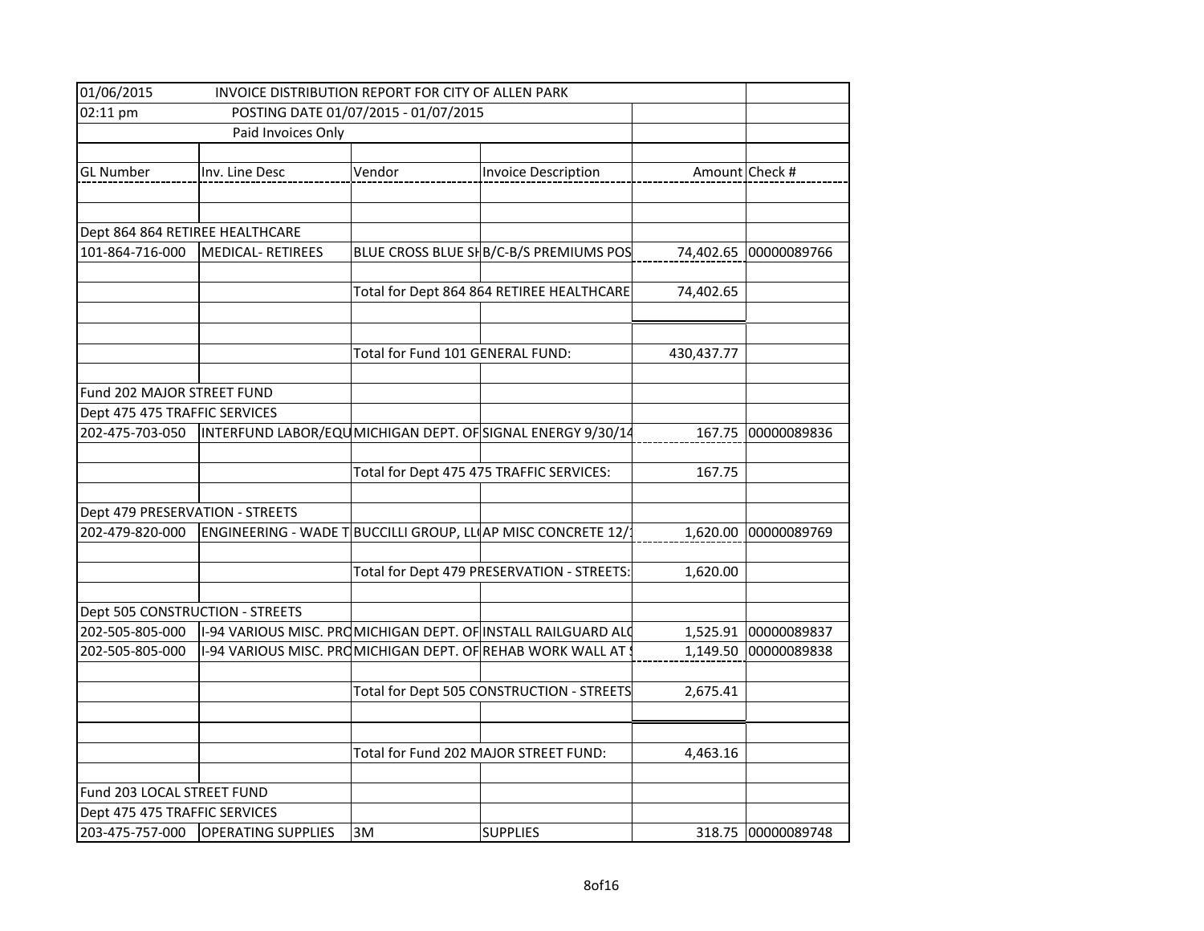| 01/06/2015 | INVOICE DISTRIBUTION REPORT FOR CITY OF ALLEN PARK | | | | |
|---|---|---|---|---|---|
| 02:11 pm | POSTING DATE 01/07/2015 - 01/07/2015 | | | | |
| | Paid Invoices Only | | | | |
| | | | | | |
| GL Number | Inv. Line Desc | Vendor | Invoice Description | Amount | Check # |
| | | | | | |
| | | | | | |
| Dept 864 864 RETIREE HEALTHCARE | | | | | |
| 101-864-716-000 | MEDICAL- RETIREES | BLUE CROSS BLUE SH | B/C-B/S PREMIUMS POS | 74,402.65 | 00000089766 |
| | | | | | |
| | | Total for Dept 864 864 RETIREE HEALTHCARE | | 74,402.65 | |
| | | | | | |
| | | | | | |
| | | Total for Fund 101 GENERAL FUND: | | 430,437.77 | |
| | | | | | |
| Fund 202 MAJOR STREET FUND | | | | | |
| Dept 475 475 TRAFFIC SERVICES | | | | | |
| 202-475-703-050 | INTERFUND LABOR/EQU | MICHIGAN DEPT. OF | SIGNAL ENERGY 9/30/14 | 167.75 | 00000089836 |
| | | | | | |
| | | Total for Dept 475 475 TRAFFIC SERVICES: | | 167.75 | |
| | | | | | |
| Dept 479 PRESERVATION - STREETS | | | | | |
| 202-479-820-000 | ENGINEERING - WADE T | BUCCILLI GROUP, LL | AP MISC CONCRETE 12/ | 1,620.00 | 00000089769 |
| | | | | | |
| | | Total for Dept 479 PRESERVATION - STREETS: | | 1,620.00 | |
| | | | | | |
| Dept 505 CONSTRUCTION - STREETS | | | | | |
| 202-505-805-000 | I-94 VARIOUS MISC. PRO | MICHIGAN DEPT. OF | INSTALL RAILGUARD AL | 1,525.91 | 00000089837 |
| 202-505-805-000 | I-94 VARIOUS MISC. PRO | MICHIGAN DEPT. OF | REHAB WORK WALL AT | 1,149.50 | 00000089838 |
| | | | | | |
| | | Total for Dept 505 CONSTRUCTION - STREETS | | 2,675.41 | |
| | | | | | |
| | | | | | |
| | | Total for Fund 202 MAJOR STREET FUND: | | 4,463.16 | |
| | | | | | |
| Fund 203 LOCAL STREET FUND | | | | | |
| Dept 475 475 TRAFFIC SERVICES | | | | | |
| 203-475-757-000 | OPERATING SUPPLIES | 3M | SUPPLIES | 318.75 | 00000089748 |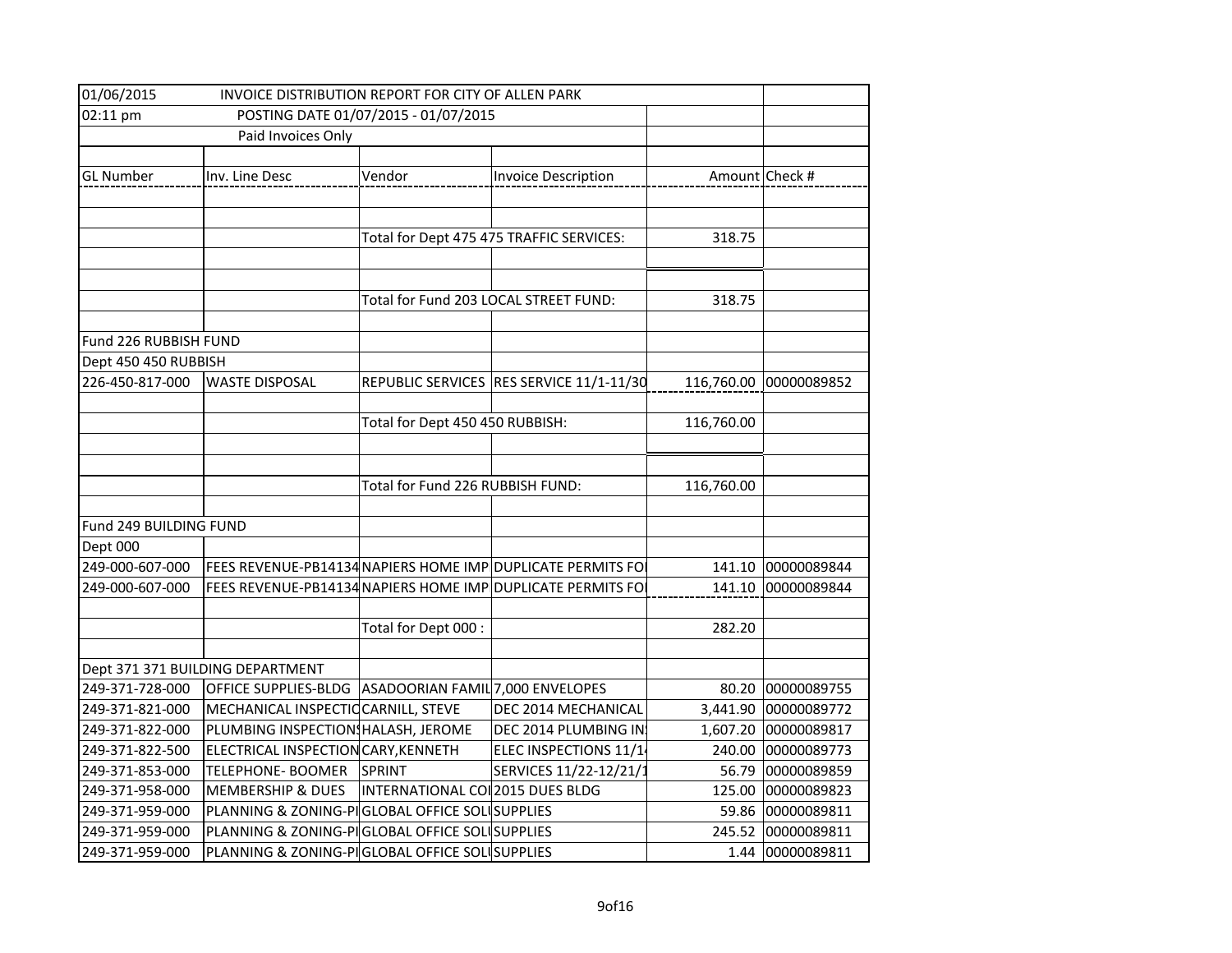01/06/2015 INVOICE DISTRIBUTION REPORT FOR CITY OF ALLEN PARK
02:11 pm POSTING DATE 01/07/2015 - 01/07/2015
Paid Invoices Only

| GL Number | Inv. Line Desc | Vendor | Invoice Description | Amount | Check # |
|---|---|---|---|---|---|
| | | Total for Dept 475 475 TRAFFIC SERVICES: | | 318.75 | |
| | | Total for Fund 203 LOCAL STREET FUND: | | 318.75 | |
| Fund 226 RUBBISH FUND | | | | | |
| Dept 450 450 RUBBISH | | | | | |
| 226-450-817-000 | WASTE DISPOSAL | REPUBLIC SERVICES | RES SERVICE 11/1-11/30 | 116,760.00 | 00000089852 |
| | | Total for Dept 450 450 RUBBISH: | | 116,760.00 | |
| | | Total for Fund 226 RUBBISH FUND: | | 116,760.00 | |
| Fund 249 BUILDING FUND | | | | | |
| Dept 000 | | | | | |
| 249-000-607-000 | FEES REVENUE-PB14134 | NAPIERS HOME IMP | DUPLICATE PERMITS FO | 141.10 | 00000089844 |
| 249-000-607-000 | FEES REVENUE-PB14134 | NAPIERS HOME IMP | DUPLICATE PERMITS FO | 141.10 | 00000089844 |
| | | Total for Dept 000 : | | 282.20 | |
| Dept 371 371 BUILDING DEPARTMENT | | | | | |
| 249-371-728-000 | OFFICE SUPPLIES-BLDG | ASADOORIAN FAMIL | 7,000 ENVELOPES | 80.20 | 00000089755 |
| 249-371-821-000 | MECHANICAL INSPECTIO | CARNILL, STEVE | DEC 2014 MECHANICAL | 3,441.90 | 00000089772 |
| 249-371-822-000 | PLUMBING INSPECTIONS | HALASH, JEROME | DEC 2014 PLUMBING IN | 1,607.20 | 00000089817 |
| 249-371-822-500 | ELECTRICAL INSPECTION | CARY,KENNETH | ELEC INSPECTIONS 11/1 | 240.00 | 00000089773 |
| 249-371-853-000 | TELEPHONE- BOOMER | SPRINT | SERVICES 11/22-12/21/1 | 56.79 | 00000089859 |
| 249-371-958-000 | MEMBERSHIP & DUES | INTERNATIONAL CO | 2015 DUES BLDG | 125.00 | 00000089823 |
| 249-371-959-000 | PLANNING & ZONING-P | GLOBAL OFFICE SOL | SUPPLIES | 59.86 | 00000089811 |
| 249-371-959-000 | PLANNING & ZONING-P | GLOBAL OFFICE SOL | SUPPLIES | 245.52 | 00000089811 |
| 249-371-959-000 | PLANNING & ZONING-P | GLOBAL OFFICE SOL | SUPPLIES | 1.44 | 00000089811 |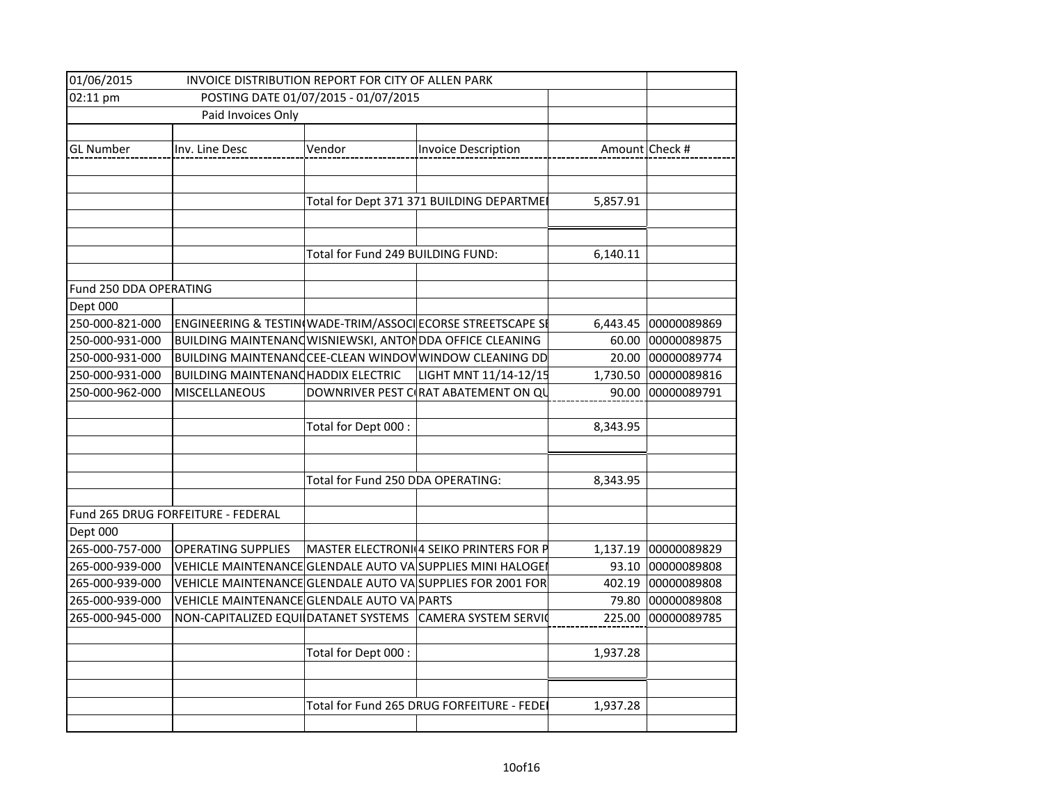01/06/2015 INVOICE DISTRIBUTION REPORT FOR CITY OF ALLEN PARK

02:11 pm POSTING DATE 01/07/2015 - 01/07/2015

Paid Invoices Only

| GL Number | Inv. Line Desc | Vendor | Invoice Description | Amount | Check # |
|---|---|---|---|---|---|
| | | Total for Dept 371 371 BUILDING DEPARTME | | 5,857.91 | |
| | | Total for Fund 249 BUILDING FUND: | | 6,140.11 | |
| Fund 250 DDA OPERATING | | | | | |
| Dept 000 | | | | | |
| 250-000-821-000 | ENGINEERING & TESTIN | WADE-TRIM/ASSOCI | ECORSE STREETSCAPE SE | 6,443.45 | 00000089869 |
| 250-000-931-000 | BUILDING MAINTENANC | WISNIEWSKI, ANTON | DDA OFFICE CLEANING | 60.00 | 00000089875 |
| 250-000-931-000 | BUILDING MAINTENANC | CEE-CLEAN WINDOW | WINDOW CLEANING DD | 20.00 | 00000089774 |
| 250-000-931-000 | BUILDING MAINTENANC | HADDIX ELECTRIC | LIGHT MNT 11/14-12/15 | 1,730.50 | 00000089816 |
| 250-000-962-000 | MISCELLANEOUS | DOWNRIVER PEST C | RAT ABATEMENT ON QU | 90.00 | 00000089791 |
| | | Total for Dept 000 : | | 8,343.95 | |
| | | Total for Fund 250 DDA OPERATING: | | 8,343.95 | |
| Fund 265 DRUG FORFEITURE - FEDERAL | | | | | |
| Dept 000 | | | | | |
| 265-000-757-000 | OPERATING SUPPLIES | MASTER ELECTRONI | 4 SEIKO PRINTERS FOR P | 1,137.19 | 00000089829 |
| 265-000-939-000 | VEHICLE MAINTENANCE | GLENDALE AUTO VA | SUPPLIES MINI HALOGE | 93.10 | 00000089808 |
| 265-000-939-000 | VEHICLE MAINTENANCE | GLENDALE AUTO VA | SUPPLIES FOR 2001 FOR | 402.19 | 00000089808 |
| 265-000-939-000 | VEHICLE MAINTENANCE | GLENDALE AUTO VA | PARTS | 79.80 | 00000089808 |
| 265-000-945-000 | NON-CAPITALIZED EQUI | DATANET SYSTEMS | CAMERA SYSTEM SERVIC | 225.00 | 00000089785 |
| | | Total for Dept 000 : | | 1,937.28 | |
| | | Total for Fund 265 DRUG FORFEITURE - FEDE | | 1,937.28 | |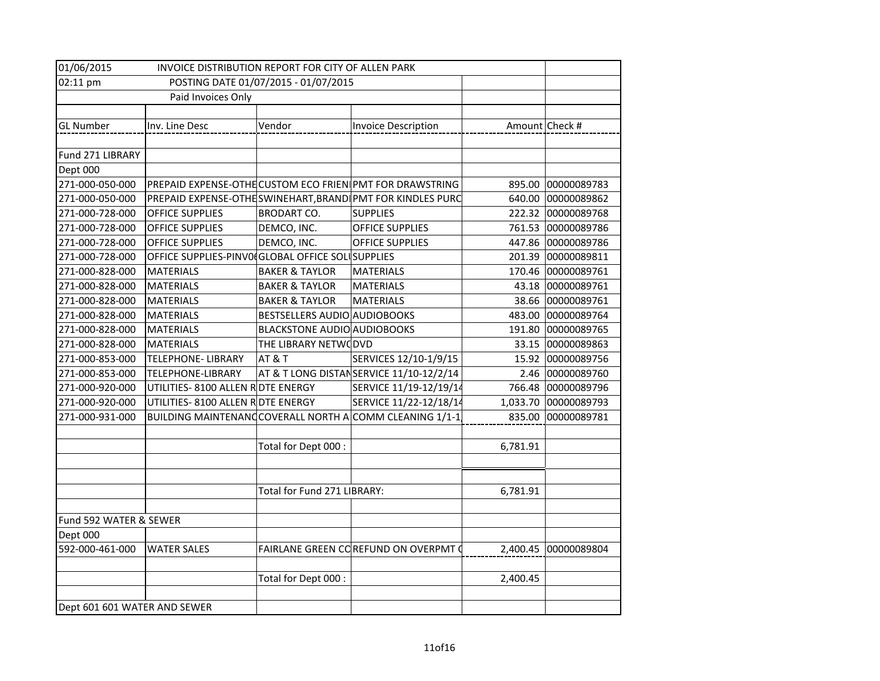| 01/06/2015 | INVOICE DISTRIBUTION REPORT FOR CITY OF ALLEN PARK | | | | |
|---|---|---|---|---|---|
| 02:11 pm | POSTING DATE 01/07/2015 - 01/07/2015 | | | | |
| | Paid Invoices Only | | | | |
| | | | | | |
| GL Number | Inv. Line Desc | Vendor | Invoice Description | Amount | Check # |
| | | | | | |
| Fund 271 LIBRARY | | | | | |
| Dept 000 | | | | | |
| 271-000-050-000 | PREPAID EXPENSE-OTHE | CUSTOM ECO FRIENI | PMT FOR DRAWSTRING | 895.00 | 00000089783 |
| 271-000-050-000 | PREPAID EXPENSE-OTHE | SWINEHART,BRANDI | PMT FOR KINDLES PURC | 640.00 | 00000089862 |
| 271-000-728-000 | OFFICE SUPPLIES | BRODART CO. | SUPPLIES | 222.32 | 00000089768 |
| 271-000-728-000 | OFFICE SUPPLIES | DEMCO, INC. | OFFICE SUPPLIES | 761.53 | 00000089786 |
| 271-000-728-000 | OFFICE SUPPLIES | DEMCO, INC. | OFFICE SUPPLIES | 447.86 | 00000089786 |
| 271-000-728-000 | OFFICE SUPPLIES-PINV0( | GLOBAL OFFICE SOLU | SUPPLIES | 201.39 | 00000089811 |
| 271-000-828-000 | MATERIALS | BAKER & TAYLOR | MATERIALS | 170.46 | 00000089761 |
| 271-000-828-000 | MATERIALS | BAKER & TAYLOR | MATERIALS | 43.18 | 00000089761 |
| 271-000-828-000 | MATERIALS | BAKER & TAYLOR | MATERIALS | 38.66 | 00000089761 |
| 271-000-828-000 | MATERIALS | BESTSELLERS AUDIO | AUDIOBOOKS | 483.00 | 00000089764 |
| 271-000-828-000 | MATERIALS | BLACKSTONE AUDIO | AUDIOBOOKS | 191.80 | 00000089765 |
| 271-000-828-000 | MATERIALS | THE LIBRARY NETWC | DVD | 33.15 | 00000089863 |
| 271-000-853-000 | TELEPHONE- LIBRARY | AT & T | SERVICES 12/10-1/9/15 | 15.92 | 00000089756 |
| 271-000-853-000 | TELEPHONE-LIBRARY | AT & T LONG DISTAN | SERVICE 11/10-12/2/14 | 2.46 | 00000089760 |
| 271-000-920-000 | UTILITIES- 8100 ALLEN R | DTE ENERGY | SERVICE 11/19-12/19/14 | 766.48 | 00000089796 |
| 271-000-920-000 | UTILITIES- 8100 ALLEN R | DTE ENERGY | SERVICE 11/22-12/18/14 | 1,033.70 | 00000089793 |
| 271-000-931-000 | BUILDING MAINTENANC | COVERALL NORTH A | COMM CLEANING 1/1-1 | 835.00 | 00000089781 |
| | | | | | |
| | | Total for Dept 000 : | | 6,781.91 | |
| | | | | | |
| | | | | | |
| | | Total for Fund 271 LIBRARY: | | 6,781.91 | |
| | | | | | |
| Fund 592 WATER & SEWER | | | | | |
| Dept 000 | | | | | |
| 592-000-461-000 | WATER SALES | FAIRLANE GREEN CO | REFUND ON OVERPMT ( | 2,400.45 | 00000089804 |
| | | | | | |
| | | Total for Dept 000 : | | 2,400.45 | |
| | | | | | |
| Dept 601 601 WATER AND SEWER | | | | | |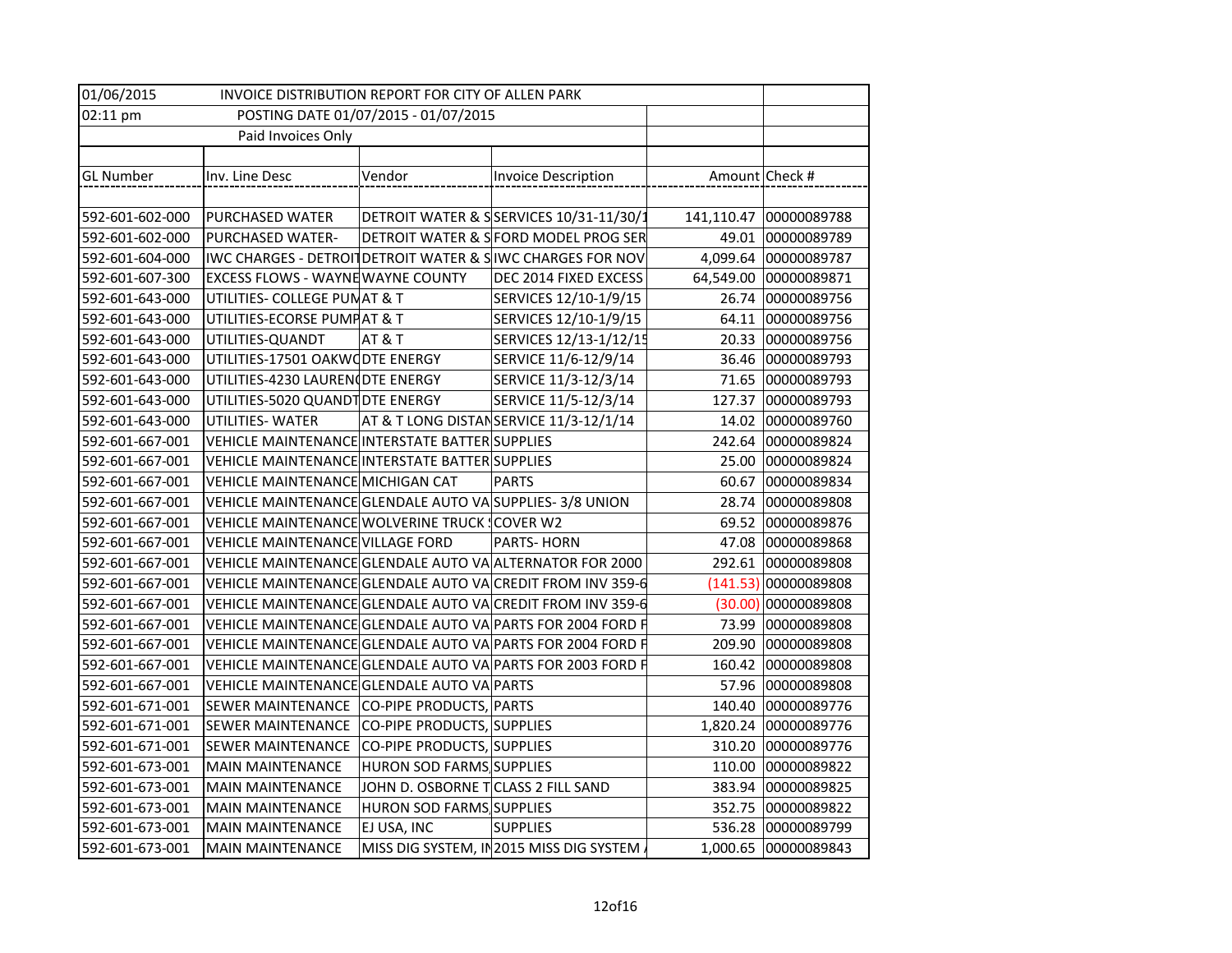01/06/2015 INVOICE DISTRIBUTION REPORT FOR CITY OF ALLEN PARK

02:11 pm POSTING DATE 01/07/2015 - 01/07/2015

Paid Invoices Only

| GL Number | Inv. Line Desc | Vendor | Invoice Description | Amount | Check # |
|---|---|---|---|---|---|
| 592-601-602-000 | PURCHASED WATER | DETROIT WATER & S | SERVICES 10/31-11/30/1 | 141,110.47 | 00000089788 |
| 592-601-602-000 | PURCHASED WATER- | DETROIT WATER & S | FORD MODEL PROG SER | 49.01 | 00000089789 |
| 592-601-604-000 | IWC CHARGES - DETROIT | DETROIT WATER & S | IWC CHARGES FOR NOV | 4,099.64 | 00000089787 |
| 592-601-607-300 | EXCESS FLOWS - WAYNE | WAYNE COUNTY | DEC 2014 FIXED EXCESS | 64,549.00 | 00000089871 |
| 592-601-643-000 | UTILITIES- COLLEGE PUM | AT & T | SERVICES 12/10-1/9/15 | 26.74 | 00000089756 |
| 592-601-643-000 | UTILITIES-ECORSE PUMP | AT & T | SERVICES 12/10-1/9/15 | 64.11 | 00000089756 |
| 592-601-643-000 | UTILITIES-QUANDT | AT & T | SERVICES 12/13-1/12/15 | 20.33 | 00000089756 |
| 592-601-643-000 | UTILITIES-17501 OAKWO | DTE ENERGY | SERVICE 11/6-12/9/14 | 36.46 | 00000089793 |
| 592-601-643-000 | UTILITIES-4230 LAUREN | DTE ENERGY | SERVICE 11/3-12/3/14 | 71.65 | 00000089793 |
| 592-601-643-000 | UTILITIES-5020 QUANDT | DTE ENERGY | SERVICE 11/5-12/3/14 | 127.37 | 00000089793 |
| 592-601-643-000 | UTILITIES- WATER | AT & T LONG DISTAN | SERVICE 11/3-12/1/14 | 14.02 | 00000089760 |
| 592-601-667-001 | VEHICLE MAINTENANCE | INTERSTATE BATTER | SUPPLIES | 242.64 | 00000089824 |
| 592-601-667-001 | VEHICLE MAINTENANCE | INTERSTATE BATTER | SUPPLIES | 25.00 | 00000089824 |
| 592-601-667-001 | VEHICLE MAINTENANCE | MICHIGAN CAT | PARTS | 60.67 | 00000089834 |
| 592-601-667-001 | VEHICLE MAINTENANCE | GLENDALE AUTO VA | SUPPLIES- 3/8 UNION | 28.74 | 00000089808 |
| 592-601-667-001 | VEHICLE MAINTENANCE | WOLVERINE TRUCK S | COVER W2 | 69.52 | 00000089876 |
| 592-601-667-001 | VEHICLE MAINTENANCE | VILLAGE FORD | PARTS- HORN | 47.08 | 00000089868 |
| 592-601-667-001 | VEHICLE MAINTENANCE | GLENDALE AUTO VA | ALTERNATOR FOR 2000 | 292.61 | 00000089808 |
| 592-601-667-001 | VEHICLE MAINTENANCE | GLENDALE AUTO VA | CREDIT FROM INV 359-6 | (141.53) | 00000089808 |
| 592-601-667-001 | VEHICLE MAINTENANCE | GLENDALE AUTO VA | CREDIT FROM INV 359-6 | (30.00) | 00000089808 |
| 592-601-667-001 | VEHICLE MAINTENANCE | GLENDALE AUTO VA | PARTS FOR 2004 FORD F | 73.99 | 00000089808 |
| 592-601-667-001 | VEHICLE MAINTENANCE | GLENDALE AUTO VA | PARTS FOR 2004 FORD F | 209.90 | 00000089808 |
| 592-601-667-001 | VEHICLE MAINTENANCE | GLENDALE AUTO VA | PARTS FOR 2003 FORD F | 160.42 | 00000089808 |
| 592-601-667-001 | VEHICLE MAINTENANCE | GLENDALE AUTO VA | PARTS | 57.96 | 00000089808 |
| 592-601-671-001 | SEWER MAINTENANCE | CO-PIPE PRODUCTS, | PARTS | 140.40 | 00000089776 |
| 592-601-671-001 | SEWER MAINTENANCE | CO-PIPE PRODUCTS, | SUPPLIES | 1,820.24 | 00000089776 |
| 592-601-671-001 | SEWER MAINTENANCE | CO-PIPE PRODUCTS, | SUPPLIES | 310.20 | 00000089776 |
| 592-601-673-001 | MAIN MAINTENANCE | HURON SOD FARMS | SUPPLIES | 110.00 | 00000089822 |
| 592-601-673-001 | MAIN MAINTENANCE | JOHN D. OSBORNE T | CLASS 2 FILL SAND | 383.94 | 00000089825 |
| 592-601-673-001 | MAIN MAINTENANCE | HURON SOD FARMS | SUPPLIES | 352.75 | 00000089822 |
| 592-601-673-001 | MAIN MAINTENANCE | EJ USA, INC | SUPPLIES | 536.28 | 00000089799 |
| 592-601-673-001 | MAIN MAINTENANCE | MISS DIG SYSTEM, IN | 2015 MISS DIG SYSTEM | 1,000.65 | 00000089843 |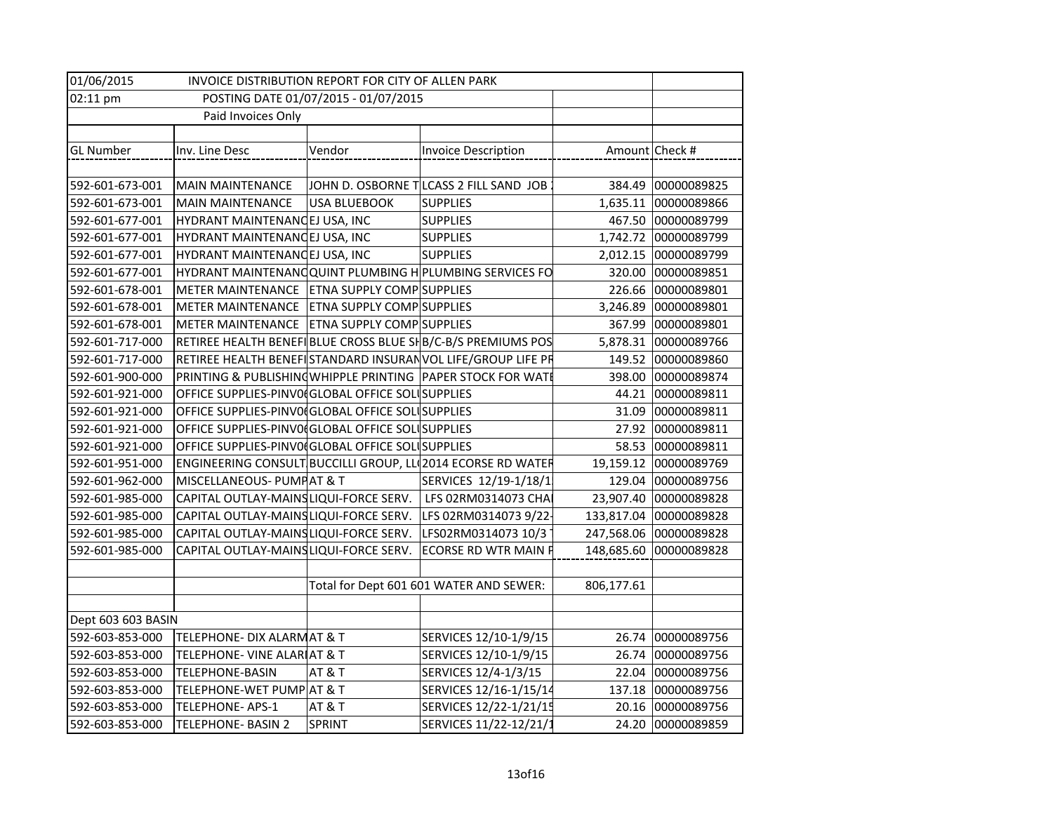| 01/06/2015 | INVOICE DISTRIBUTION REPORT FOR CITY OF ALLEN PARK | | | | |
|---|---|---|---|---|---|
| 02:11 pm | POSTING DATE 01/07/2015 - 01/07/2015 | | | | |
| | Paid Invoices Only | | | | |
| | | | | | |
| GL Number | Inv. Line Desc | Vendor | Invoice Description | Amount | Check # |
| | | | | | |
| 592-601-673-001 | MAIN MAINTENANCE | JOHN D. OSBORNE T | LCASS 2 FILL SAND JOB | 384.49 | 00000089825 |
| 592-601-673-001 | MAIN MAINTENANCE | USA BLUEBOOK | SUPPLIES | 1,635.11 | 00000089866 |
| 592-601-677-001 | HYDRANT MAINTENANC | EJ USA, INC | SUPPLIES | 467.50 | 00000089799 |
| 592-601-677-001 | HYDRANT MAINTENANC | EJ USA, INC | SUPPLIES | 1,742.72 | 00000089799 |
| 592-601-677-001 | HYDRANT MAINTENANC | EJ USA, INC | SUPPLIES | 2,012.15 | 00000089799 |
| 592-601-677-001 | HYDRANT MAINTENANC | QUINT PLUMBING H | PLUMBING SERVICES FO | 320.00 | 00000089851 |
| 592-601-678-001 | METER MAINTENANCE | ETNA SUPPLY COMP | SUPPLIES | 226.66 | 00000089801 |
| 592-601-678-001 | METER MAINTENANCE | ETNA SUPPLY COMP | SUPPLIES | 3,246.89 | 00000089801 |
| 592-601-678-001 | METER MAINTENANCE | ETNA SUPPLY COMP | SUPPLIES | 367.99 | 00000089801 |
| 592-601-717-000 | RETIREE HEALTH BENEFI | BLUE CROSS BLUE SH | B/C-B/S PREMIUMS POS | 5,878.31 | 00000089766 |
| 592-601-717-000 | RETIREE HEALTH BENEFI | STANDARD INSURAN | VOL LIFE/GROUP LIFE PR | 149.52 | 00000089860 |
| 592-601-900-000 | PRINTING & PUBLISHING | WHIPPLE PRINTING | PAPER STOCK FOR WATE | 398.00 | 00000089874 |
| 592-601-921-000 | OFFICE SUPPLIES-PINV0 | GLOBAL OFFICE SOLU | SUPPLIES | 44.21 | 00000089811 |
| 592-601-921-000 | OFFICE SUPPLIES-PINV0 | GLOBAL OFFICE SOLU | SUPPLIES | 31.09 | 00000089811 |
| 592-601-921-000 | OFFICE SUPPLIES-PINV0 | GLOBAL OFFICE SOLU | SUPPLIES | 27.92 | 00000089811 |
| 592-601-921-000 | OFFICE SUPPLIES-PINV0 | GLOBAL OFFICE SOLU | SUPPLIES | 58.53 | 00000089811 |
| 592-601-951-000 | ENGINEERING CONSULT | BUCCILLI GROUP, LL | 2014 ECORSE RD WATER | 19,159.12 | 00000089769 |
| 592-601-962-000 | MISCELLANEOUS- PUMP | AT & T | SERVICES 12/19-1/18/1 | 129.04 | 00000089756 |
| 592-601-985-000 | CAPITAL OUTLAY-MAINS | LIQUI-FORCE SERV. | LFS 02RM0314073 CHA | 23,907.40 | 00000089828 |
| 592-601-985-000 | CAPITAL OUTLAY-MAINS | LIQUI-FORCE SERV. | LFS 02RM0314073 9/22- | 133,817.04 | 00000089828 |
| 592-601-985-000 | CAPITAL OUTLAY-MAINS | LIQUI-FORCE SERV. | LFS02RM0314073 10/3 | 247,568.06 | 00000089828 |
| 592-601-985-000 | CAPITAL OUTLAY-MAINS | LIQUI-FORCE SERV. | ECORSE RD WTR MAIN F | 148,685.60 | 00000089828 |
| | | | | | |
| | | Total for Dept 601 601 WATER AND SEWER: | | 806,177.61 | |
| | | | | | |
| Dept 603 603 BASIN | | | | | |
| 592-603-853-000 | TELEPHONE- DIX ALARM | AT & T | SERVICES 12/10-1/9/15 | 26.74 | 00000089756 |
| 592-603-853-000 | TELEPHONE- VINE ALAR | AT & T | SERVICES 12/10-1/9/15 | 26.74 | 00000089756 |
| 592-603-853-000 | TELEPHONE-BASIN | AT & T | SERVICES 12/4-1/3/15 | 22.04 | 00000089756 |
| 592-603-853-000 | TELEPHONE-WET PUMP | AT & T | SERVICES 12/16-1/15/14 | 137.18 | 00000089756 |
| 592-603-853-000 | TELEPHONE- APS-1 | AT & T | SERVICES 12/22-1/21/15 | 20.16 | 00000089756 |
| 592-603-853-000 | TELEPHONE- BASIN 2 | SPRINT | SERVICES 11/22-12/21/1 | 24.20 | 00000089859 |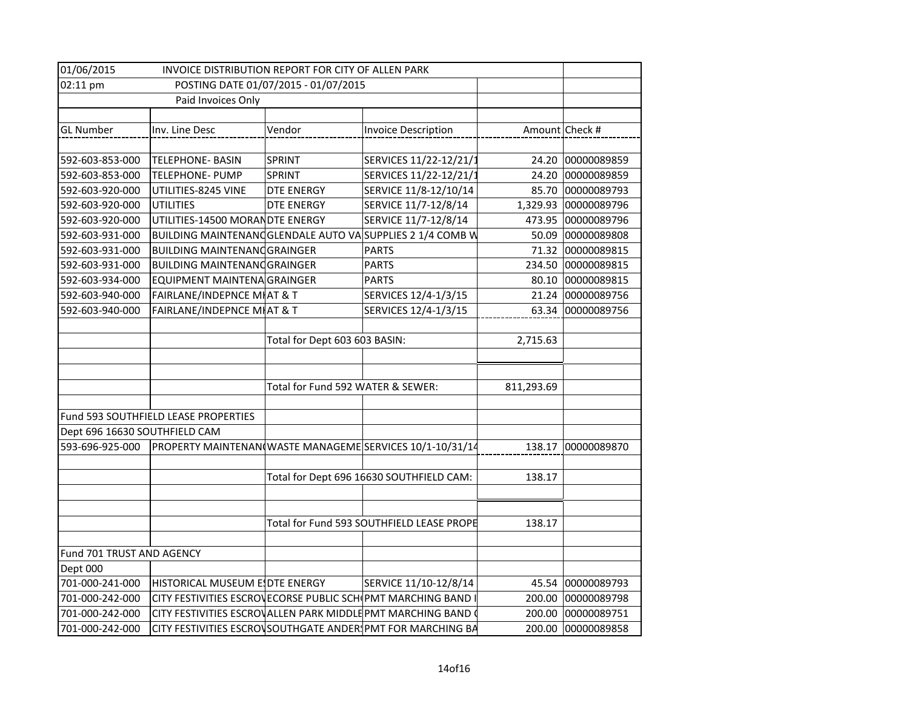| 01/06/2015 | INVOICE DISTRIBUTION REPORT FOR CITY OF ALLEN PARK | | | | |
|---|---|---|---|---|---|
| 02:11 pm | POSTING DATE 01/07/2015 - 01/07/2015 | | | | |
| | Paid Invoices Only | | | | |
| | | | | | |
| GL Number | Inv. Line Desc | Vendor | Invoice Description | Amount | Check # |
| | | | | | |
| 592-603-853-000 | TELEPHONE- BASIN | SPRINT | SERVICES 11/22-12/21/1 | 24.20 | 00000089859 |
| 592-603-853-000 | TELEPHONE- PUMP | SPRINT | SERVICES 11/22-12/21/1 | 24.20 | 00000089859 |
| 592-603-920-000 | UTILITIES-8245 VINE | DTE ENERGY | SERVICE 11/8-12/10/14 | 85.70 | 00000089793 |
| 592-603-920-000 | UTILITIES | DTE ENERGY | SERVICE 11/7-12/8/14 | 1,329.93 | 00000089796 |
| 592-603-920-000 | UTILITIES-14500 MORAN | DTE ENERGY | SERVICE 11/7-12/8/14 | 473.95 | 00000089796 |
| 592-603-931-000 | BUILDING MAINTENANC | GLENDALE AUTO VA | SUPPLIES 2 1/4 COMB W | 50.09 | 00000089808 |
| 592-603-931-000 | BUILDING MAINTENANC | GRAINGER | PARTS | 71.32 | 00000089815 |
| 592-603-931-000 | BUILDING MAINTENANC | GRAINGER | PARTS | 234.50 | 00000089815 |
| 592-603-934-000 | EQUIPMENT MAINTENA | GRAINGER | PARTS | 80.10 | 00000089815 |
| 592-603-940-000 | FAIRLANE/INDEPNCE MI | AT & T | SERVICES 12/4-1/3/15 | 21.24 | 00000089756 |
| 592-603-940-000 | FAIRLANE/INDEPNCE MI | AT & T | SERVICES 12/4-1/3/15 | 63.34 | 00000089756 |
| | | | | | |
| | | Total for Dept 603 603 BASIN: | | 2,715.63 | |
| | | | | | |
| | | | | | |
| | | Total for Fund 592 WATER & SEWER: | | 811,293.69 | |
| | | | | | |
| Fund 593 SOUTHFIELD LEASE PROPERTIES | | | | | |
| Dept 696 16630 SOUTHFIELD CAM | | | | | |
| 593-696-925-000 | PROPERTY MAINTENAN | WASTE MANAGEME | SERVICES 10/1-10/31/14 | 138.17 | 00000089870 |
| | | | | | |
| | | Total for Dept 696 16630 SOUTHFIELD CAM: | | 138.17 | |
| | | | | | |
| | | | | | |
| | | Total for Fund 593 SOUTHFIELD LEASE PROPE | | 138.17 | |
| | | | | | |
| Fund 701 TRUST AND AGENCY | | | | | |
| Dept 000 | | | | | |
| 701-000-241-000 | HISTORICAL MUSEUM ES | DTE ENERGY | SERVICE 11/10-12/8/14 | 45.54 | 00000089793 |
| 701-000-242-000 | CITY FESTIVITIES ESCROV | ECORSE PUBLIC SCH | PMT MARCHING BAND I | 200.00 | 00000089798 |
| 701-000-242-000 | CITY FESTIVITIES ESCROV | ALLEN PARK MIDDLE | PMT MARCHING BAND ( | 200.00 | 00000089751 |
| 701-000-242-000 | CITY FESTIVITIES ESCROV | SOUTHGATE ANDERS | PMT FOR MARCHING BA | 200.00 | 00000089858 |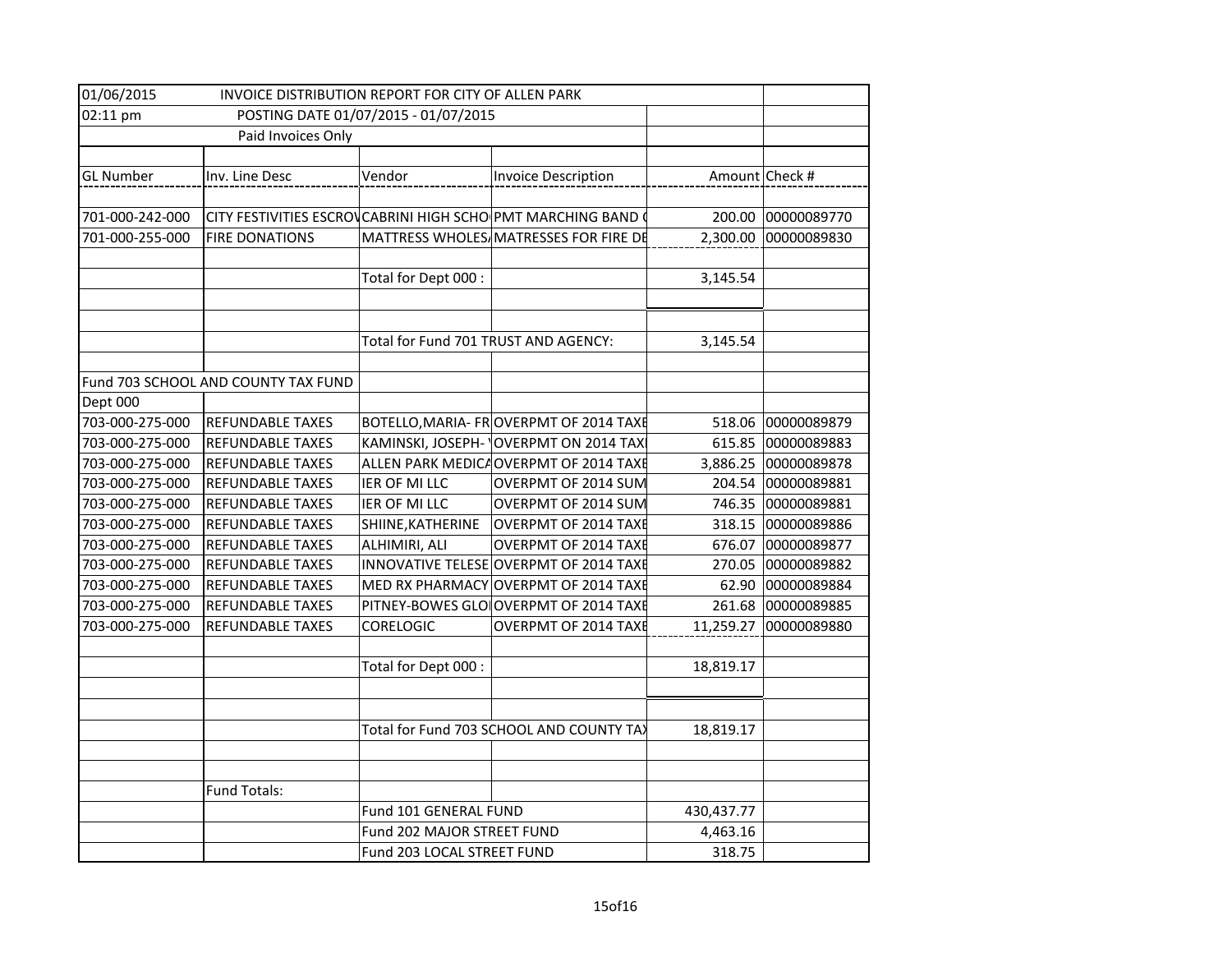| 01/06/2015 | INVOICE DISTRIBUTION REPORT FOR CITY OF ALLEN PARK | | | | |
|---|---|---|---|---|---|
| 02:11 pm | POSTING DATE 01/07/2015 - 01/07/2015 | | | | |
| | Paid Invoices Only | | | | |
| | | | | | |
| GL Number | Inv. Line Desc | Vendor | Invoice Description | Amount | Check # |
| | | | | | |
| 701-000-242-000 | CITY FESTIVITIES ESCROV | CABRINI HIGH SCHO | PMT MARCHING BAND ( | 200.00 | 00000089770 |
| 701-000-255-000 | FIRE DONATIONS | MATTRESS WHOLES/ | MATRESSES FOR FIRE DE | 2,300.00 | 00000089830 |
| | | | | | |
| | | Total for Dept 000 : | | 3,145.54 | |
| | | | | | |
| | | | | | |
| | | Total for Fund 701 TRUST AND AGENCY: | | 3,145.54 | |
| | | | | | |
| Fund 703 SCHOOL AND COUNTY TAX FUND | | | | | |
| Dept 000 | | | | | |
| 703-000-275-000 | REFUNDABLE TAXES | BOTELLO,MARIA- FR | OVERPMT OF 2014 TAXE | 518.06 | 00000089879 |
| 703-000-275-000 | REFUNDABLE TAXES | KAMINSKI, JOSEPH- \ | OVERPMT ON 2014 TAX | 615.85 | 00000089883 |
| 703-000-275-000 | REFUNDABLE TAXES | ALLEN PARK MEDICA | OVERPMT OF 2014 TAXE | 3,886.25 | 00000089878 |
| 703-000-275-000 | REFUNDABLE TAXES | IER OF MI LLC | OVERPMT OF 2014 SUM | 204.54 | 00000089881 |
| 703-000-275-000 | REFUNDABLE TAXES | IER OF MI LLC | OVERPMT OF 2014 SUM | 746.35 | 00000089881 |
| 703-000-275-000 | REFUNDABLE TAXES | SHIINE,KATHERINE | OVERPMT OF 2014 TAXE | 318.15 | 00000089886 |
| 703-000-275-000 | REFUNDABLE TAXES | ALHIMIRI, ALI | OVERPMT OF 2014 TAXE | 676.07 | 00000089877 |
| 703-000-275-000 | REFUNDABLE TAXES | INNOVATIVE TELESE | OVERPMT OF 2014 TAXE | 270.05 | 00000089882 |
| 703-000-275-000 | REFUNDABLE TAXES | MED RX PHARMACY | OVERPMT OF 2014 TAXE | 62.90 | 00000089884 |
| 703-000-275-000 | REFUNDABLE TAXES | PITNEY-BOWES GLO | OVERPMT OF 2014 TAXE | 261.68 | 00000089885 |
| 703-000-275-000 | REFUNDABLE TAXES | CORELOGIC | OVERPMT OF 2014 TAXE | 11,259.27 | 00000089880 |
| | | | | | |
| | | Total for Dept 000 : | | 18,819.17 | |
| | | | | | |
| | | | | | |
| | | Total for Fund 703 SCHOOL AND COUNTY TA) | | 18,819.17 | |
| | | | | | |
| | | | | | |
| | Fund Totals: | | | | |
| | | Fund 101 GENERAL FUND | | 430,437.77 | |
| | | Fund 202 MAJOR STREET FUND | | 4,463.16 | |
| | | Fund 203 LOCAL STREET FUND | | 318.75 | |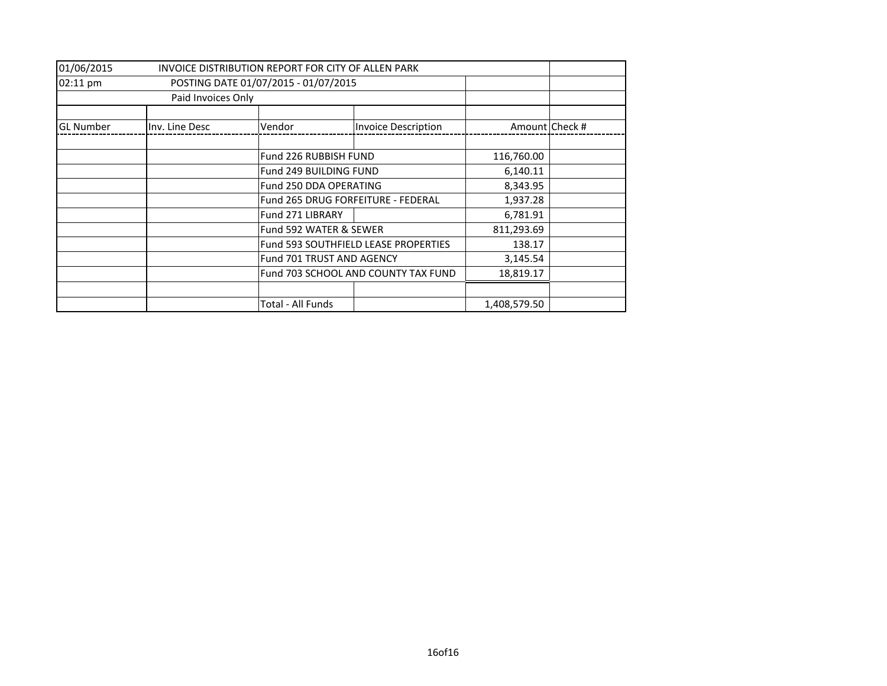| | | | | | |
|---|---|---|---|---|---|
| 01/06/2015 | INVOICE DISTRIBUTION REPORT FOR CITY OF ALLEN PARK | | | | |
| 02:11 pm | POSTING DATE 01/07/2015 - 01/07/2015 | | | | |
| | Paid Invoices Only | | | | |
| | | | | | |
| GL Number | Inv. Line Desc | Vendor | Invoice Description | Amount | Check # |
| | | | | | |
| | | Fund 226 RUBBISH FUND | | 116,760.00 | |
| | | Fund 249 BUILDING FUND | | 6,140.11 | |
| | | Fund 250 DDA OPERATING | | 8,343.95 | |
| | | Fund 265 DRUG FORFEITURE - FEDERAL | | 1,937.28 | |
| | | Fund 271 LIBRARY | | 6,781.91 | |
| | | Fund 592 WATER & SEWER | | 811,293.69 | |
| | | Fund 593 SOUTHFIELD LEASE PROPERTIES | | 138.17 | |
| | | Fund 701 TRUST AND AGENCY | | 3,145.54 | |
| | | Fund 703 SCHOOL AND COUNTY TAX FUND | | 18,819.17 | |
| | | | | | |
| | | Total - All Funds | | 1,408,579.50 | |